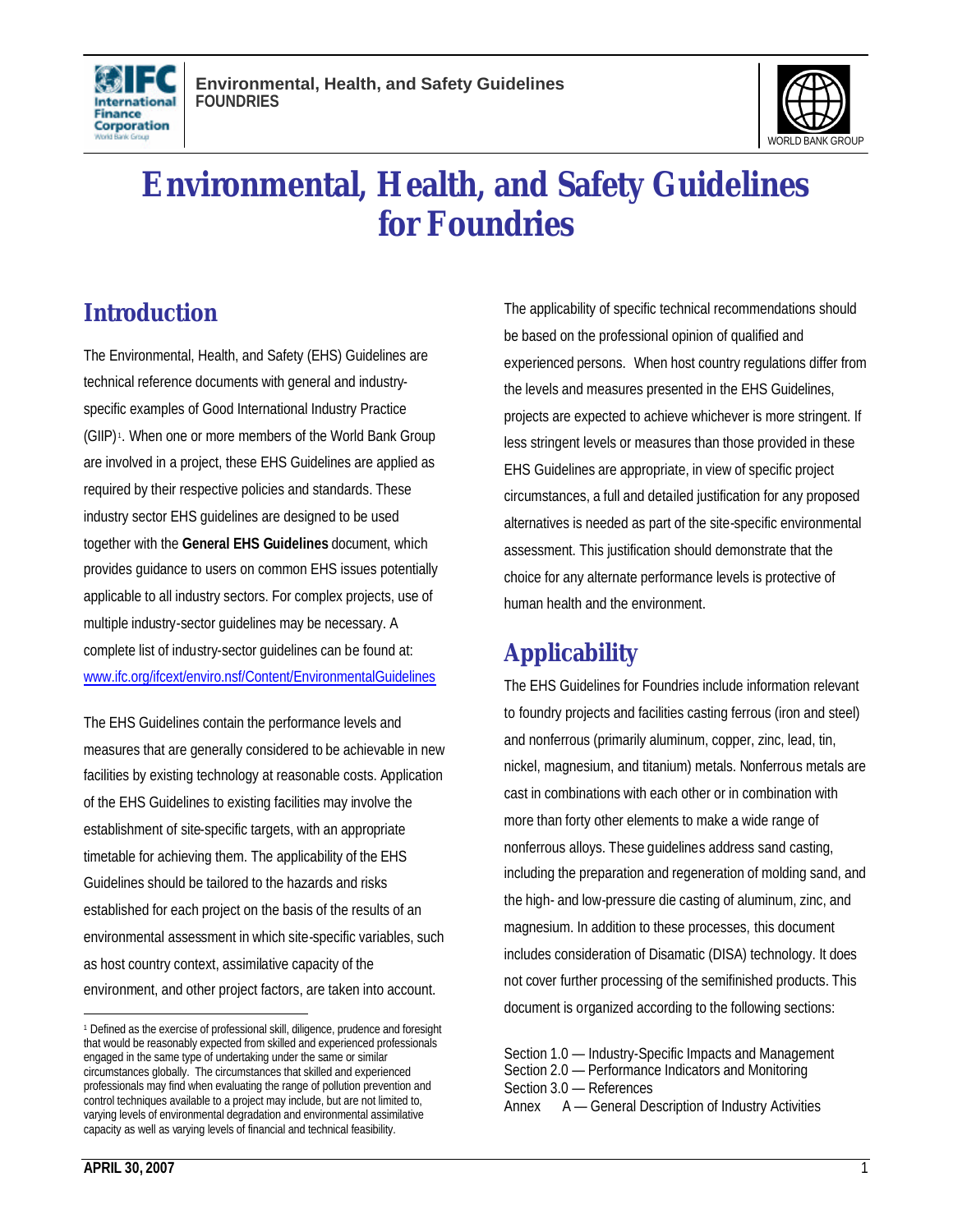# Environmental, Health, and Safety Guidelines for Foundries

## Introduction

The Environmental, Health, and Safety (EHS) Guidelines are technical reference documents with general and industry-specific examples of Good International Industry Practice (GIIP)[1]. When one or more members of the World Bank Group are involved in a project, these EHS Guidelines are applied as required by their respective policies and standards. These industry sector EHS guidelines are designed to be used together with the **General EHS Guidelines** document, which provides guidance to users on common EHS issues potentially applicable to all industry sectors. For complex projects, use of multiple industry-sector guidelines may be necessary. A complete list of industry-sector guidelines can be found at: www.ifc.org/ifcext/enviro.nsf/Content/EnvironmentalGuidelines

The EHS Guidelines contain the performance levels and measures that are generally considered to be achievable in new facilities by existing technology at reasonable costs. Application of the EHS Guidelines to existing facilities may involve the establishment of site-specific targets, with an appropriate timetable for achieving them. The applicability of the EHS Guidelines should be tailored to the hazards and risks established for each project on the basis of the results of an environmental assessment in which site-specific variables, such as host country context, assimilative capacity of the environment, and other project factors, are taken into account.

The applicability of specific technical recommendations should be based on the professional opinion of qualified and experienced persons. When host country regulations differ from the levels and measures presented in the EHS Guidelines, projects are expected to achieve whichever is more stringent. If less stringent levels or measures than those provided in these EHS Guidelines are appropriate, in view of specific project circumstances, a full and detailed justification for any proposed alternatives is needed as part of the site-specific environmental assessment. This justification should demonstrate that the choice for any alternate performance levels is protective of human health and the environment.

## Applicability

The EHS Guidelines for Foundries include information relevant to foundry projects and facilities casting ferrous (iron and steel) and nonferrous (primarily aluminum, copper, zinc, lead, tin, nickel, magnesium, and titanium) metals. Nonferrous metals are cast in combinations with each other or in combination with more than forty other elements to make a wide range of nonferrous alloys. These guidelines address sand casting, including the preparation and regeneration of molding sand, and the high- and low-pressure die casting of aluminum, zinc, and magnesium. In addition to these processes, this document includes consideration of Disamatic (DISA) technology. It does not cover further processing of the semifinished products. This document is organized according to the following sections:

Section 1.0 — Industry-Specific Impacts and Management
Section 2.0 — Performance Indicators and Monitoring
Section 3.0 — References
Annex A — General Description of Industry Activities

[1] Defined as the exercise of professional skill, diligence, prudence and foresight that would be reasonably expected from skilled and experienced professionals engaged in the same type of undertaking under the same or similar circumstances globally. The circumstances that skilled and experienced professionals may find when evaluating the range of pollution prevention and control techniques available to a project may include, but are not limited to, varying levels of environmental degradation and environmental assimilative capacity as well as varying levels of financial and technical feasibility.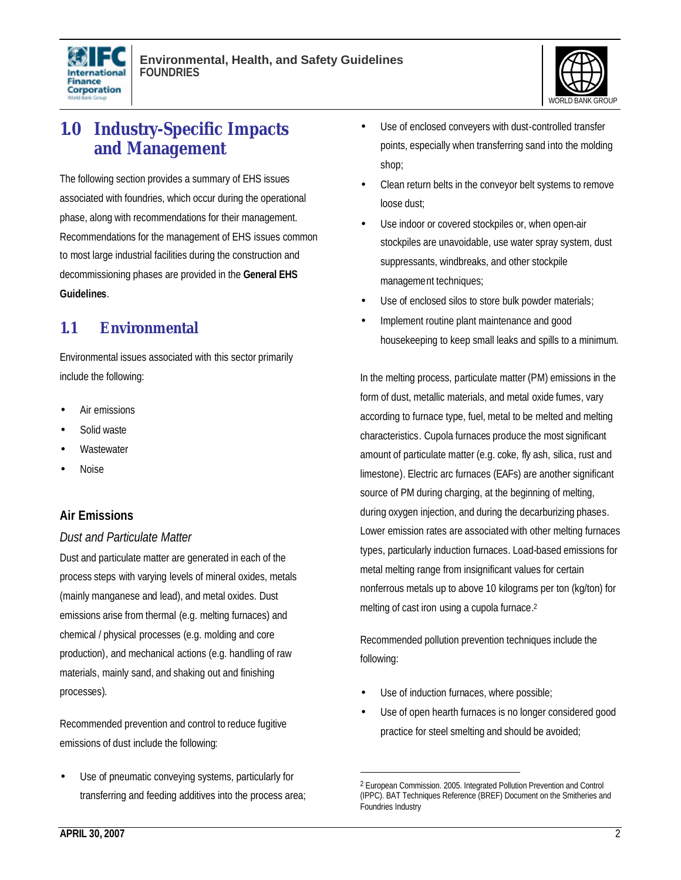# 1.0 Industry-Specific Impacts and Management

The following section provides a summary of EHS issues associated with foundries, which occur during the operational phase, along with recommendations for their management. Recommendations for the management of EHS issues common to most large industrial facilities during the construction and decommissioning phases are provided in the **General EHS Guidelines**.

## 1.1 Environmental

Environmental issues associated with this sector primarily include the following:

- Air emissions
- Solid waste
- Wastewater
- Noise

### Air Emissions

*Dust and Particulate Matter*

Dust and particulate matter are generated in each of the process steps with varying levels of mineral oxides, metals (mainly manganese and lead), and metal oxides. Dust emissions arise from thermal (e.g. melting furnaces) and chemical / physical processes (e.g. molding and core production), and mechanical actions (e.g. handling of raw materials, mainly sand, and shaking out and finishing processes).

Recommended prevention and control to reduce fugitive emissions of dust include the following:

- Use of pneumatic conveying systems, particularly for transferring and feeding additives into the process area;
- Use of enclosed conveyers with dust-controlled transfer points, especially when transferring sand into the molding shop;
- Clean return belts in the conveyor belt systems to remove loose dust;
- Use indoor or covered stockpiles or, when open-air stockpiles are unavoidable, use water spray system, dust suppressants, windbreaks, and other stockpile management techniques;
- Use of enclosed silos to store bulk powder materials;
- Implement routine plant maintenance and good housekeeping to keep small leaks and spills to a minimum.

In the melting process, particulate matter (PM) emissions in the form of dust, metallic materials, and metal oxide fumes, vary according to furnace type, fuel, metal to be melted and melting characteristics. Cupola furnaces produce the most significant amount of particulate matter (e.g. coke, fly ash, silica, rust and limestone). Electric arc furnaces (EAFs) are another significant source of PM during charging, at the beginning of melting, during oxygen injection, and during the decarburizing phases. Lower emission rates are associated with other melting furnaces types, particularly induction furnaces. Load-based emissions for metal melting range from insignificant values for certain nonferrous metals up to above 10 kilograms per ton (kg/ton) for melting of cast iron using a cupola furnace.[2]

Recommended pollution prevention techniques include the following:

- Use of induction furnaces, where possible;
- Use of open hearth furnaces is no longer considered good practice for steel smelting and should be avoided;

---

[2] European Commission. 2005. Integrated Pollution Prevention and Control (IPPC). BAT Techniques Reference (BREF) Document on the Smitheries and Foundries Industry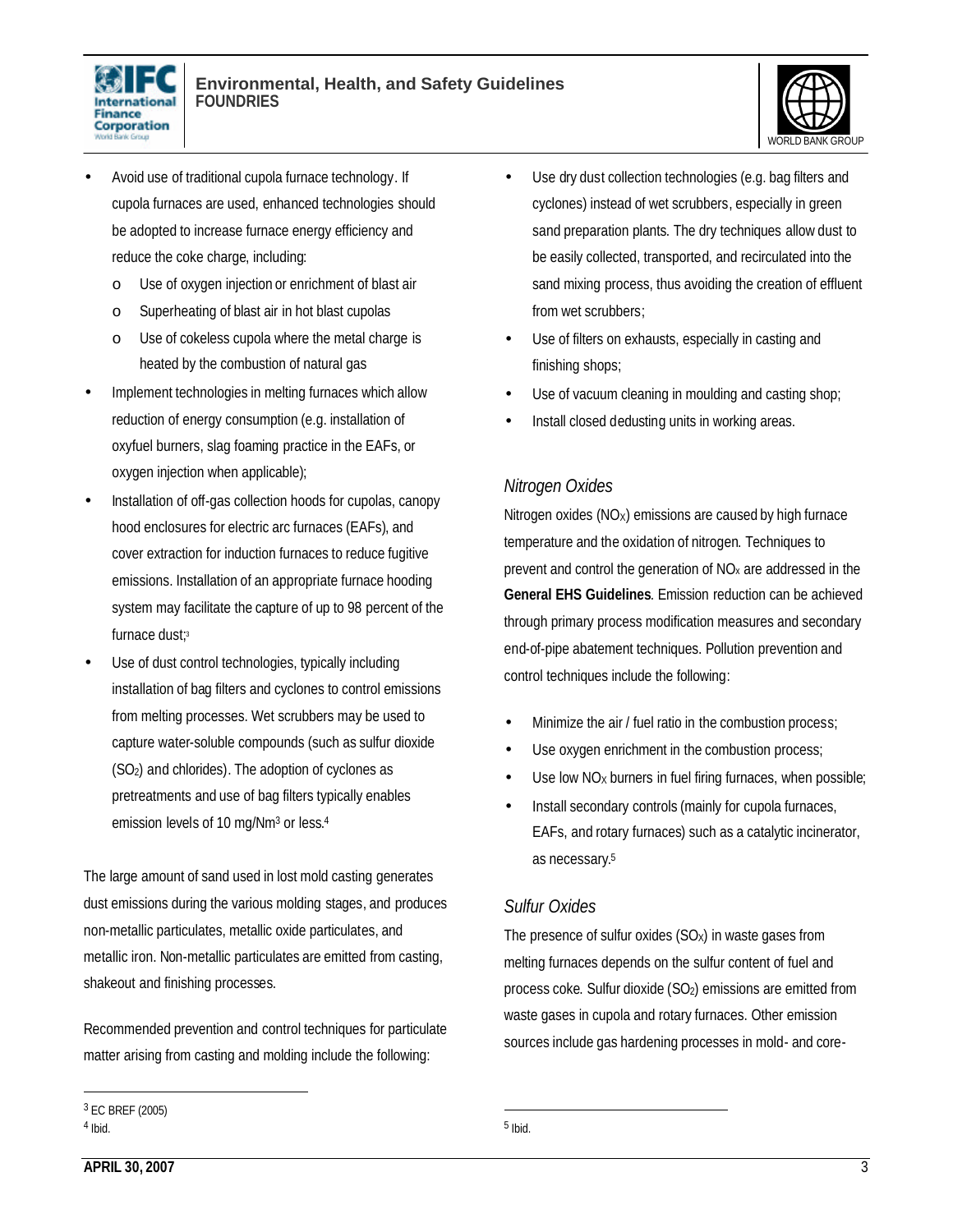- Avoid use of traditional cupola furnace technology. If cupola furnaces are used, enhanced technologies should be adopted to increase furnace energy efficiency and reduce the coke charge, including:
    - Use of oxygen injection or enrichment of blast air
    - Superheating of blast air in hot blast cupolas
    - Use of cokeless cupola where the metal charge is heated by the combustion of natural gas
- Implement technologies in melting furnaces which allow reduction of energy consumption (e.g. installation of oxyfuel burners, slag foaming practice in the EAFs, or oxygen injection when applicable);
- Installation of off-gas collection hoods for cupolas, canopy hood enclosures for electric arc furnaces (EAFs), and cover extraction for induction furnaces to reduce fugitive emissions. Installation of an appropriate furnace hooding system may facilitate the capture of up to 98 percent of the furnace dust;[3]
- Use of dust control technologies, typically including installation of bag filters and cyclones to control emissions from melting processes. Wet scrubbers may be used to capture water-soluble compounds (such as sulfur dioxide ($SO_2$) and chlorides). The adoption of cyclones as pretreatments and use of bag filters typically enables emission levels of 10 mg/Nm$^3$ or less.[4]

The large amount of sand used in lost mold casting generates dust emissions during the various molding stages, and produces non-metallic particulates, metallic oxide particulates, and metallic iron. Non-metallic particulates are emitted from casting, shakeout and finishing processes.

Recommended prevention and control techniques for particulate matter arising from casting and molding include the following:

- Use dry dust collection technologies (e.g. bag filters and cyclones) instead of wet scrubbers, especially in green sand preparation plants. The dry techniques allow dust to be easily collected, transported, and recirculated into the sand mixing process, thus avoiding the creation of effluent from wet scrubbers;
- Use of filters on exhausts, especially in casting and finishing shops;
- Use of vacuum cleaning in moulding and casting shop;
- Install closed dedusting units in working areas.

### *Nitrogen Oxides*

Nitrogen oxides ($NO_X$) emissions are caused by high furnace temperature and the oxidation of nitrogen. Techniques to prevent and control the generation of $NO_x$ are addressed in the **General EHS Guidelines**. Emission reduction can be achieved through primary process modification measures and secondary end-of-pipe abatement techniques. Pollution prevention and control techniques include the following:

- Minimize the air / fuel ratio in the combustion process;
- Use oxygen enrichment in the combustion process;
- Use low $NO_X$ burners in fuel firing furnaces, when possible;
- Install secondary controls (mainly for cupola furnaces, EAFs, and rotary furnaces) such as a catalytic incinerator, as necessary.[5]

### *Sulfur Oxides*

The presence of sulfur oxides ($SO_X$) in waste gases from melting furnaces depends on the sulfur content of fuel and process coke. Sulfur dioxide ($SO_2$) emissions are emitted from waste gases in cupola and rotary furnaces. Other emission sources include gas hardening processes in mold- and core-

---

[3] EC BREF (2005)

[4] Ibid.

[5] Ibid.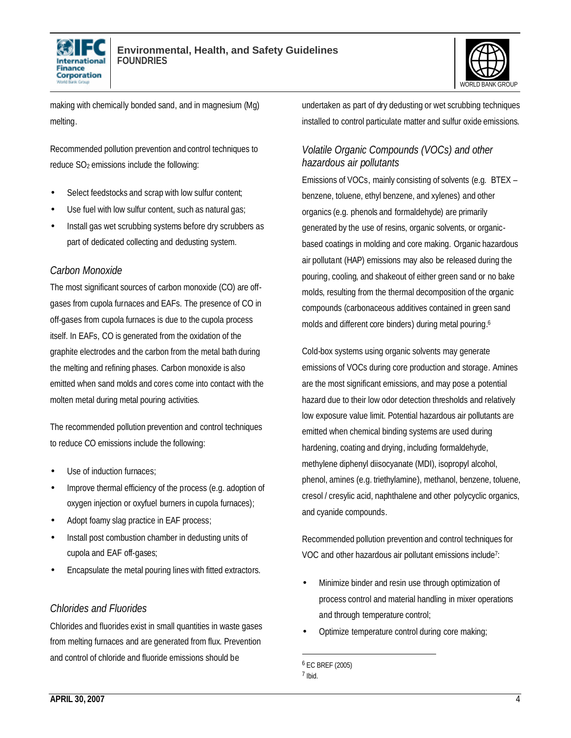making with chemically bonded sand, and in magnesium (Mg) melting.

Recommended pollution prevention and control techniques to reduce $SO_2$ emissions include the following:

- Select feedstocks and scrap with low sulfur content;
- Use fuel with low sulfur content, such as natural gas;
- Install gas wet scrubbing systems before dry scrubbers as part of dedicated collecting and dedusting system.

### *Carbon Monoxide*

The most significant sources of carbon monoxide (CO) are off-gases from cupola furnaces and EAFs. The presence of CO in off-gases from cupola furnaces is due to the cupola process itself. In EAFs, CO is generated from the oxidation of the graphite electrodes and the carbon from the metal bath during the melting and refining phases. Carbon monoxide is also emitted when sand molds and cores come into contact with the molten metal during metal pouring activities.

The recommended pollution prevention and control techniques to reduce CO emissions include the following:

- Use of induction furnaces;
- Improve thermal efficiency of the process (e.g. adoption of oxygen injection or oxyfuel burners in cupola furnaces);
- Adopt foamy slag practice in EAF process;
- Install post combustion chamber in dedusting units of cupola and EAF off-gases;
- Encapsulate the metal pouring lines with fitted extractors.

### *Chlorides and Fluorides*

Chlorides and fluorides exist in small quantities in waste gases from melting furnaces and are generated from flux. Prevention and control of chloride and fluoride emissions should be undertaken as part of dry dedusting or wet scrubbing techniques installed to control particulate matter and sulfur oxide emissions.

### *Volatile Organic Compounds (VOCs) and other hazardous air pollutants*

Emissions of VOCs, mainly consisting of solvents (e.g. BTEX – benzene, toluene, ethyl benzene, and xylenes) and other organics (e.g. phenols and formaldehyde) are primarily generated by the use of resins, organic solvents, or organic-based coatings in molding and core making. Organic hazardous air pollutant (HAP) emissions may also be released during the pouring, cooling, and shakeout of either green sand or no bake molds, resulting from the thermal decomposition of the organic compounds (carbonaceous additives contained in green sand molds and different core binders) during metal pouring.[6]

Cold-box systems using organic solvents may generate emissions of VOCs during core production and storage. Amines are the most significant emissions, and may pose a potential hazard due to their low odor detection thresholds and relatively low exposure value limit. Potential hazardous air pollutants are emitted when chemical binding systems are used during hardening, coating and drying, including formaldehyde, methylene diphenyl diisocyanate (MDI), isopropyl alcohol, phenol, amines (e.g. triethylamine), methanol, benzene, toluene, cresol / cresylic acid, naphthalene and other polycyclic organics, and cyanide compounds.

Recommended pollution prevention and control techniques for VOC and other hazardous air pollutant emissions include[7]:

- Minimize binder and resin use through optimization of process control and material handling in mixer operations and through temperature control;
- Optimize temperature control during core making;

---

[6] EC BREF (2005)

[7] Ibid.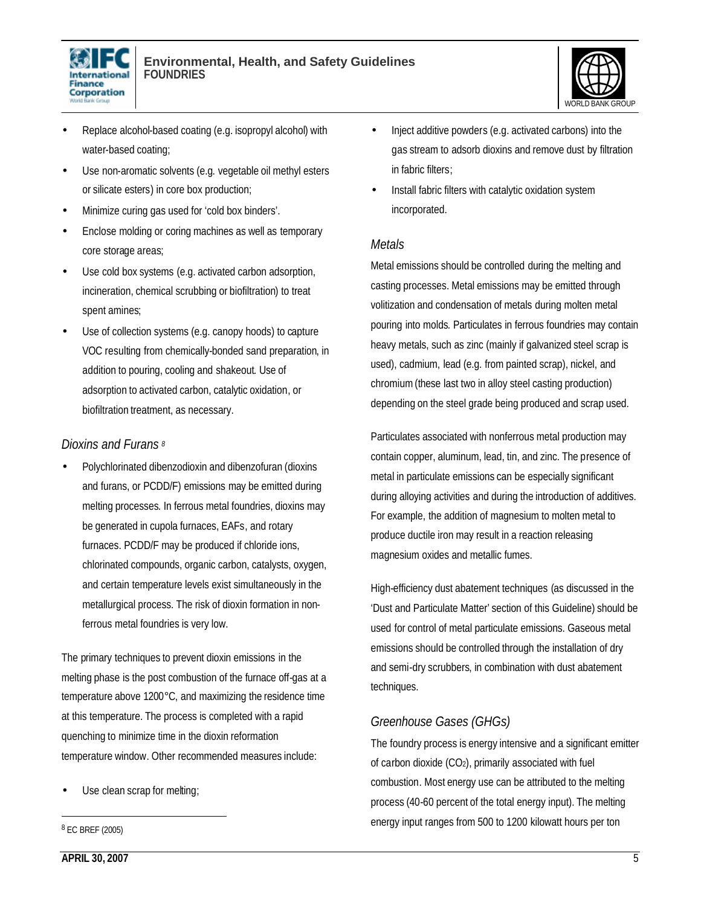- Replace alcohol-based coating (e.g. isopropyl alcohol) with water-based coating;
- Use non-aromatic solvents (e.g. vegetable oil methyl esters or silicate esters) in core box production;
- Minimize curing gas used for 'cold box binders'.
- Enclose molding or coring machines as well as temporary core storage areas;
- Use cold box systems (e.g. activated carbon adsorption, incineration, chemical scrubbing or biofiltration) to treat spent amines;
- Use of collection systems (e.g. canopy hoods) to capture VOC resulting from chemically-bonded sand preparation, in addition to pouring, cooling and shakeout. Use of adsorption to activated carbon, catalytic oxidation, or biofiltration treatment, as necessary.

### *Dioxins and Furans* [8]

- Polychlorinated dibenzodioxin and dibenzofuran (dioxins and furans, or PCDD/F) emissions may be emitted during melting processes. In ferrous metal foundries, dioxins may be generated in cupola furnaces, EAFs, and rotary furnaces. PCDD/F may be produced if chloride ions, chlorinated compounds, organic carbon, catalysts, oxygen, and certain temperature levels exist simultaneously in the metallurgical process. The risk of dioxin formation in non-ferrous metal foundries is very low.

The primary techniques to prevent dioxin emissions in the melting phase is the post combustion of the furnace off-gas at a temperature above 1200°C, and maximizing the residence time at this temperature. The process is completed with a rapid quenching to minimize time in the dioxin reformation temperature window. Other recommended measures include:

- Use clean scrap for melting;
- Inject additive powders (e.g. activated carbons) into the gas stream to adsorb dioxins and remove dust by filtration in fabric filters;
- Install fabric filters with catalytic oxidation system incorporated.

### *Metals*

Metal emissions should be controlled during the melting and casting processes. Metal emissions may be emitted through volitization and condensation of metals during molten metal pouring into molds. Particulates in ferrous foundries may contain heavy metals, such as zinc (mainly if galvanized steel scrap is used), cadmium, lead (e.g. from painted scrap), nickel, and chromium (these last two in alloy steel casting production) depending on the steel grade being produced and scrap used.

Particulates associated with nonferrous metal production may contain copper, aluminum, lead, tin, and zinc. The presence of metal in particulate emissions can be especially significant during alloying activities and during the introduction of additives. For example, the addition of magnesium to molten metal to produce ductile iron may result in a reaction releasing magnesium oxides and metallic fumes.

High-efficiency dust abatement techniques (as discussed in the 'Dust and Particulate Matter' section of this Guideline) should be used for control of metal particulate emissions. Gaseous metal emissions should be controlled through the installation of dry and semi-dry scrubbers, in combination with dust abatement techniques.

### *Greenhouse Gases (GHGs)*

The foundry process is energy intensive and a significant emitter of carbon dioxide ($CO_2$), primarily associated with fuel combustion. Most energy use can be attributed to the melting process (40-60 percent of the total energy input). The melting energy input ranges from 500 to 1200 kilowatt hours per ton

---

[8] EC BREF (2005)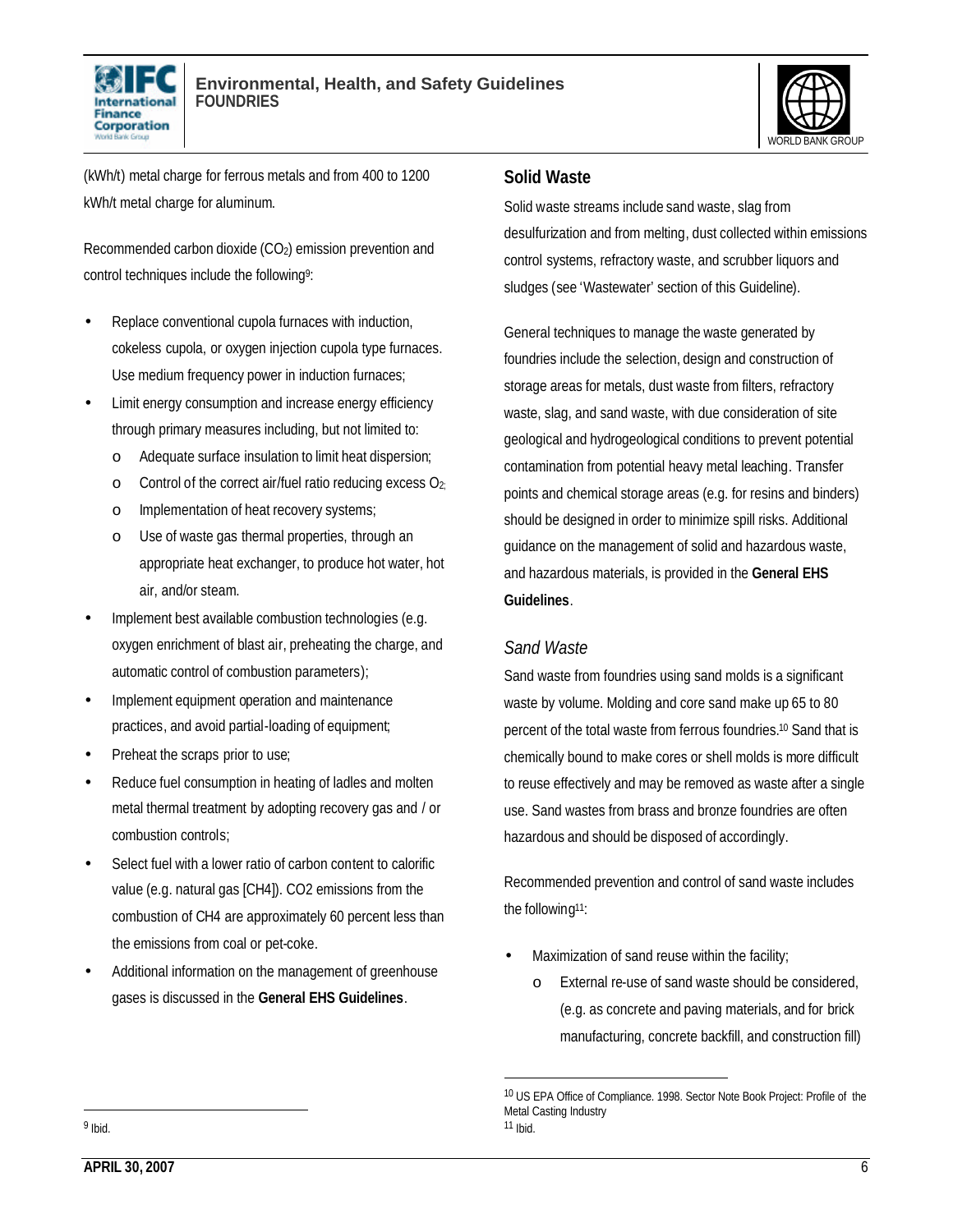(kWh/t) metal charge for ferrous metals and from 400 to 1200 kWh/t metal charge for aluminum.

Recommended carbon dioxide ($CO_2$) emission prevention and control techniques include the following[9]:

- Replace conventional cupola furnaces with induction, cokeless cupola, or oxygen injection cupola type furnaces. Use medium frequency power in induction furnaces;
- Limit energy consumption and increase energy efficiency through primary measures including, but not limited to:
  - Adequate surface insulation to limit heat dispersion;
  - Control of the correct air/fuel ratio reducing excess $O_2$;
  - Implementation of heat recovery systems;
  - Use of waste gas thermal properties, through an appropriate heat exchanger, to produce hot water, hot air, and/or steam.
- Implement best available combustion technologies (e.g. oxygen enrichment of blast air, preheating the charge, and automatic control of combustion parameters);
- Implement equipment operation and maintenance practices, and avoid partial-loading of equipment;
- Preheat the scraps prior to use;
- Reduce fuel consumption in heating of ladles and molten metal thermal treatment by adopting recovery gas and / or combustion controls;
- Select fuel with a lower ratio of carbon content to calorific value (e.g. natural gas [CH4]). CO2 emissions from the combustion of CH4 are approximately 60 percent less than the emissions from coal or pet-coke.
- Additional information on the management of greenhouse gases is discussed in the **General EHS Guidelines**.

## Solid Waste

Solid waste streams include sand waste, slag from desulfurization and from melting, dust collected within emissions control systems, refractory waste, and scrubber liquors and sludges (see 'Wastewater' section of this Guideline).

General techniques to manage the waste generated by foundries include the selection, design and construction of storage areas for metals, dust waste from filters, refractory waste, slag, and sand waste, with due consideration of site geological and hydrogeological conditions to prevent potential contamination from potential heavy metal leaching. Transfer points and chemical storage areas (e.g. for resins and binders) should be designed in order to minimize spill risks. Additional guidance on the management of solid and hazardous waste, and hazardous materials, is provided in the **General EHS Guidelines**.

### *Sand Waste*

Sand waste from foundries using sand molds is a significant waste by volume. Molding and core sand make up 65 to 80 percent of the total waste from ferrous foundries.[10] Sand that is chemically bound to make cores or shell molds is more difficult to reuse effectively and may be removed as waste after a single use. Sand wastes from brass and bronze foundries are often hazardous and should be disposed of accordingly.

Recommended prevention and control of sand waste includes the following[11]:

- Maximization of sand reuse within the facility;
  - External re-use of sand waste should be considered, (e.g. as concrete and paving materials, and for brick manufacturing, concrete backfill, and construction fill)

---

[9] Ibid.

[10] US EPA Office of Compliance. 1998. Sector Note Book Project: Profile of the Metal Casting Industry

[11] Ibid.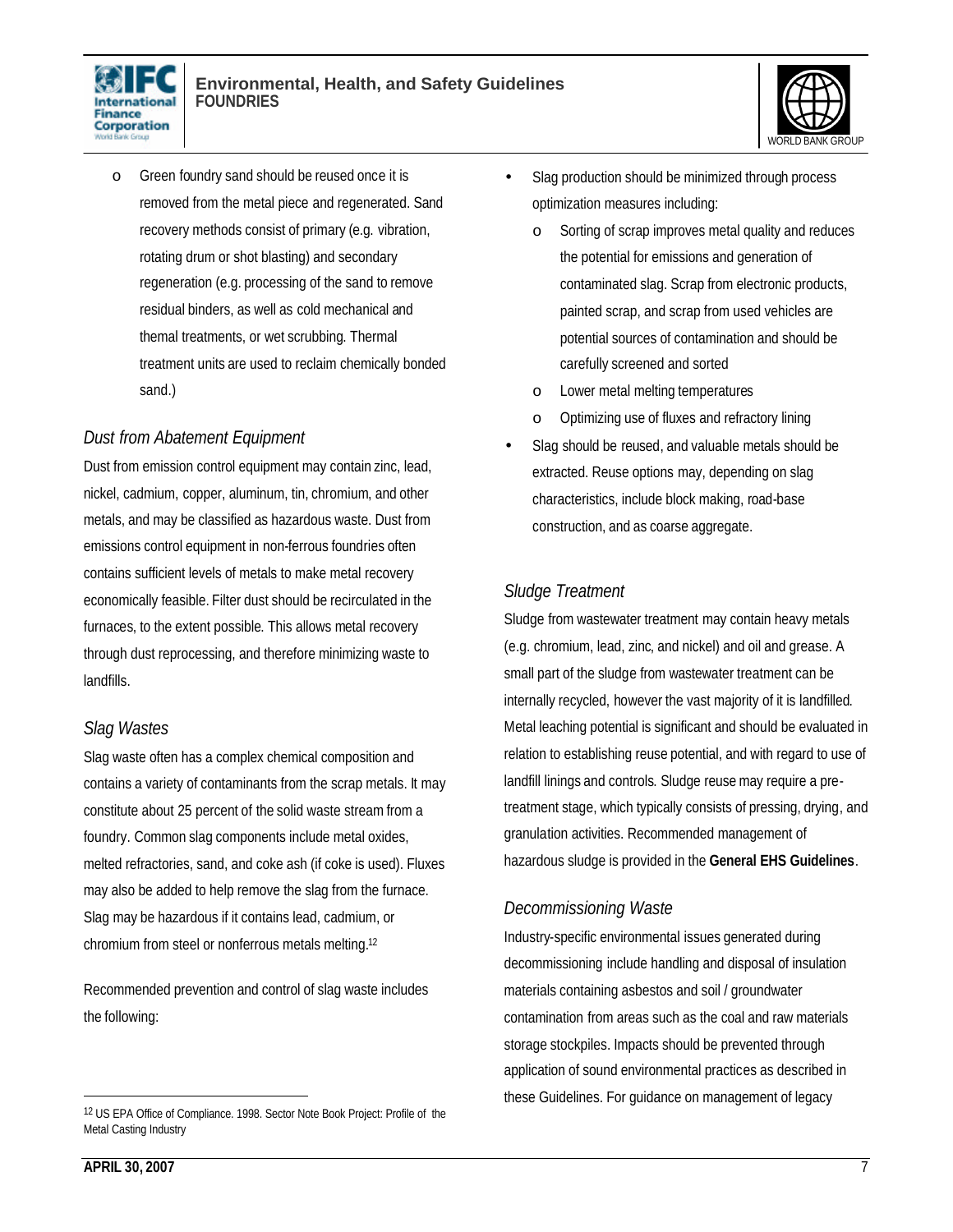- Green foundry sand should be reused once it is removed from the metal piece and regenerated. Sand recovery methods consist of primary (e.g. vibration, rotating drum or shot blasting) and secondary regeneration (e.g. processing of the sand to remove residual binders, as well as cold mechanical and themal treatments, or wet scrubbing. Thermal treatment units are used to reclaim chemically bonded sand.)

### *Dust from Abatement Equipment*

Dust from emission control equipment may contain zinc, lead, nickel, cadmium, copper, aluminum, tin, chromium, and other metals, and may be classified as hazardous waste. Dust from emissions control equipment in non-ferrous foundries often contains sufficient levels of metals to make metal recovery economically feasible. Filter dust should be recirculated in the furnaces, to the extent possible. This allows metal recovery through dust reprocessing, and therefore minimizing waste to landfills.

### *Slag Wastes*

Slag waste often has a complex chemical composition and contains a variety of contaminants from the scrap metals. It may constitute about 25 percent of the solid waste stream from a foundry. Common slag components include metal oxides, melted refractories, sand, and coke ash (if coke is used). Fluxes may also be added to help remove the slag from the furnace. Slag may be hazardous if it contains lead, cadmium, or chromium from steel or nonferrous metals melting.[12]

Recommended prevention and control of slag waste includes the following:

- Slag production should be minimized through process optimization measures including:
  - Sorting of scrap improves metal quality and reduces the potential for emissions and generation of contaminated slag. Scrap from electronic products, painted scrap, and scrap from used vehicles are potential sources of contamination and should be carefully screened and sorted
  - Lower metal melting temperatures
  - Optimizing use of fluxes and refractory lining
- Slag should be reused, and valuable metals should be extracted. Reuse options may, depending on slag characteristics, include block making, road-base construction, and as coarse aggregate.

### *Sludge Treatment*

Sludge from wastewater treatment may contain heavy metals (e.g. chromium, lead, zinc, and nickel) and oil and grease. A small part of the sludge from wastewater treatment can be internally recycled, however the vast majority of it is landfilled. Metal leaching potential is significant and should be evaluated in relation to establishing reuse potential, and with regard to use of landfill linings and controls. Sludge reuse may require a pre-treatment stage, which typically consists of pressing, drying, and granulation activities. Recommended management of hazardous sludge is provided in the **General EHS Guidelines**.

### *Decommissioning Waste*

Industry-specific environmental issues generated during decommissioning include handling and disposal of insulation materials containing asbestos and soil / groundwater contamination from areas such as the coal and raw materials storage stockpiles. Impacts should be prevented through application of sound environmental practices as described in these Guidelines. For guidance on management of legacy

---

[12] US EPA Office of Compliance. 1998. Sector Note Book Project: Profile of the Metal Casting Industry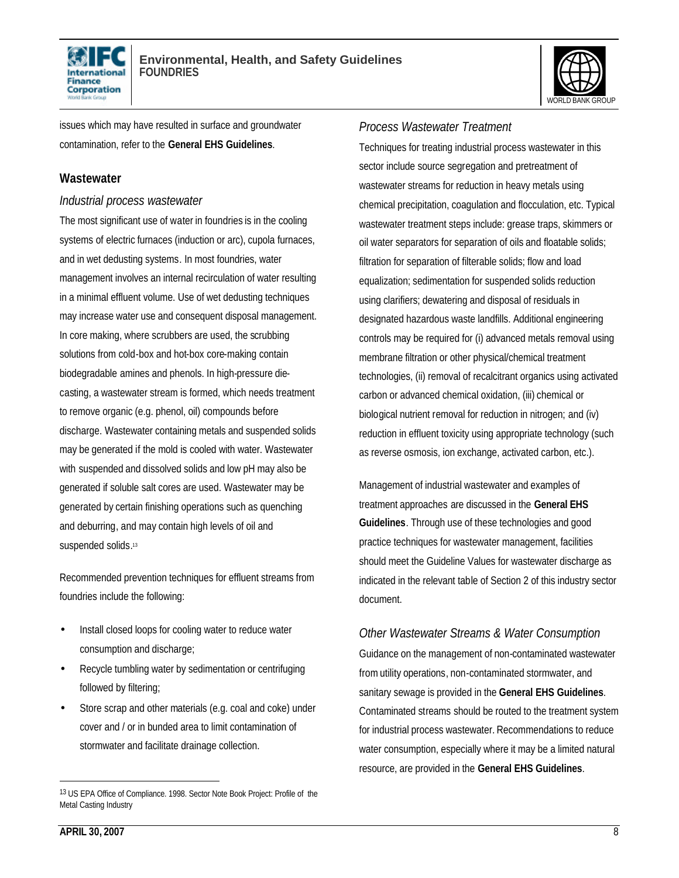issues which may have resulted in surface and groundwater contamination, refer to the **General EHS Guidelines**.

### Wastewater

#### *Industrial process wastewater*

The most significant use of water in foundries is in the cooling systems of electric furnaces (induction or arc), cupola furnaces, and in wet dedusting systems. In most foundries, water management involves an internal recirculation of water resulting in a minimal effluent volume. Use of wet dedusting techniques may increase water use and consequent disposal management. In core making, where scrubbers are used, the scrubbing solutions from cold-box and hot-box core-making contain biodegradable amines and phenols. In high-pressure die-casting, a wastewater stream is formed, which needs treatment to remove organic (e.g. phenol, oil) compounds before discharge. Wastewater containing metals and suspended solids may be generated if the mold is cooled with water. Wastewater with suspended and dissolved solids and low pH may also be generated if soluble salt cores are used. Wastewater may be generated by certain finishing operations such as quenching and deburring, and may contain high levels of oil and suspended solids.[13]

Recommended prevention techniques for effluent streams from foundries include the following:

- Install closed loops for cooling water to reduce water consumption and discharge;
- Recycle tumbling water by sedimentation or centrifuging followed by filtering;
- Store scrap and other materials (e.g. coal and coke) under cover and / or in bunded area to limit contamination of stormwater and facilitate drainage collection.

[13] US EPA Office of Compliance. 1998. Sector Note Book Project: Profile of the Metal Casting Industry

#### *Process Wastewater Treatment*

Techniques for treating industrial process wastewater in this sector include source segregation and pretreatment of wastewater streams for reduction in heavy metals using chemical precipitation, coagulation and flocculation, etc. Typical wastewater treatment steps include: grease traps, skimmers or oil water separators for separation of oils and floatable solids; filtration for separation of filterable solids; flow and load equalization; sedimentation for suspended solids reduction using clarifiers; dewatering and disposal of residuals in designated hazardous waste landfills. Additional engineering controls may be required for (i) advanced metals removal using membrane filtration or other physical/chemical treatment technologies, (ii) removal of recalcitrant organics using activated carbon or advanced chemical oxidation, (iii) chemical or biological nutrient removal for reduction in nitrogen; and (iv) reduction in effluent toxicity using appropriate technology (such as reverse osmosis, ion exchange, activated carbon, etc.).

Management of industrial wastewater and examples of treatment approaches are discussed in the **General EHS Guidelines**. Through use of these technologies and good practice techniques for wastewater management, facilities should meet the Guideline Values for wastewater discharge as indicated in the relevant table of Section 2 of this industry sector document.

#### *Other Wastewater Streams & Water Consumption*

Guidance on the management of non-contaminated wastewater from utility operations, non-contaminated stormwater, and sanitary sewage is provided in the **General EHS Guidelines**. Contaminated streams should be routed to the treatment system for industrial process wastewater. Recommendations to reduce water consumption, especially where it may be a limited natural resource, are provided in the **General EHS Guidelines**.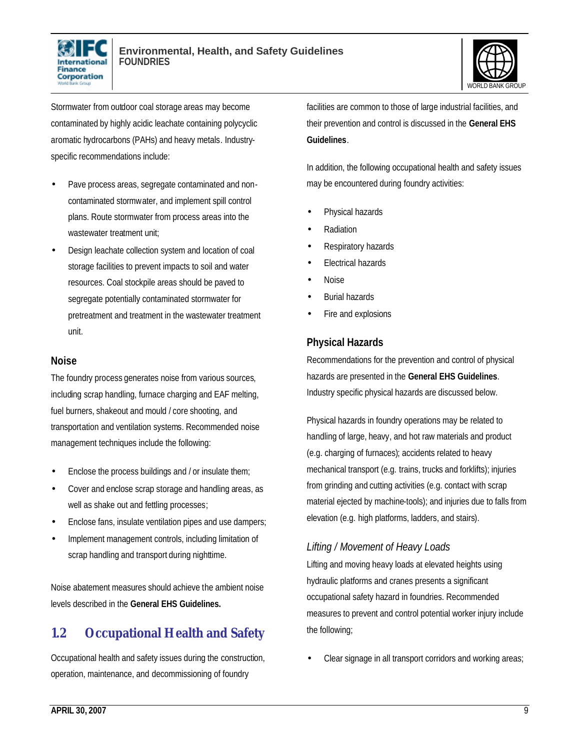Stormwater from outdoor coal storage areas may become contaminated by highly acidic leachate containing polycyclic aromatic hydrocarbons (PAHs) and heavy metals. Industry-specific recommendations include:

- Pave process areas, segregate contaminated and non-contaminated stormwater, and implement spill control plans. Route stormwater from process areas into the wastewater treatment unit;
- Design leachate collection system and location of coal storage facilities to prevent impacts to soil and water resources. Coal stockpile areas should be paved to segregate potentially contaminated stormwater for pretreatment and treatment in the wastewater treatment unit.

### Noise

The foundry process generates noise from various sources, including scrap handling, furnace charging and EAF melting, fuel burners, shakeout and mould / core shooting, and transportation and ventilation systems. Recommended noise management techniques include the following:

- Enclose the process buildings and / or insulate them;
- Cover and enclose scrap storage and handling areas, as well as shake out and fettling processes;
- Enclose fans, insulate ventilation pipes and use dampers;
- Implement management controls, including limitation of scrap handling and transport during nighttime.

Noise abatement measures should achieve the ambient noise levels described in the **General EHS Guidelines.**

## 1.2 Occupational Health and Safety

Occupational health and safety issues during the construction, operation, maintenance, and decommissioning of foundry facilities are common to those of large industrial facilities, and their prevention and control is discussed in the **General EHS Guidelines**.

In addition, the following occupational health and safety issues may be encountered during foundry activities:

- Physical hazards
- Radiation
- Respiratory hazards
- Electrical hazards
- Noise
- Burial hazards
- Fire and explosions

### Physical Hazards

Recommendations for the prevention and control of physical hazards are presented in the **General EHS Guidelines**. Industry specific physical hazards are discussed below.

Physical hazards in foundry operations may be related to handling of large, heavy, and hot raw materials and product (e.g. charging of furnaces); accidents related to heavy mechanical transport (e.g. trains, trucks and forklifts); injuries from grinding and cutting activities (e.g. contact with scrap material ejected by machine-tools); and injuries due to falls from elevation (e.g. high platforms, ladders, and stairs).

*Lifting / Movement of Heavy Loads*

Lifting and moving heavy loads at elevated heights using hydraulic platforms and cranes presents a significant occupational safety hazard in foundries. Recommended measures to prevent and control potential worker injury include the following;

- Clear signage in all transport corridors and working areas;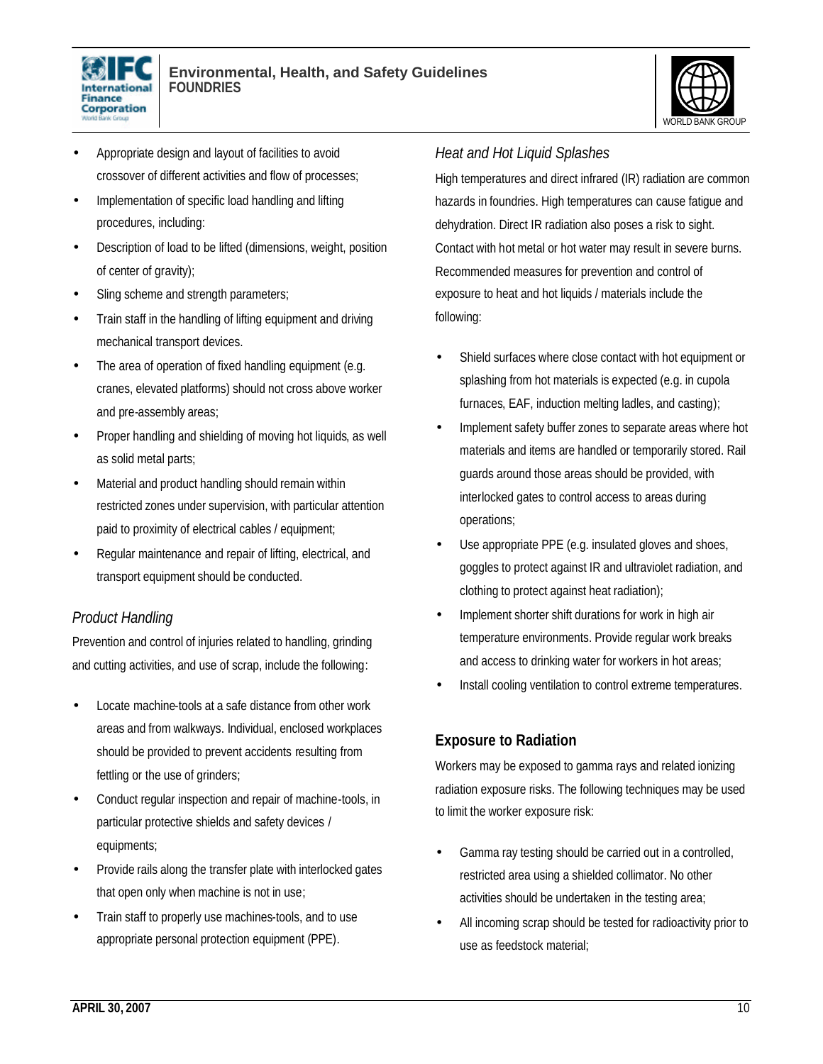- Appropriate design and layout of facilities to avoid crossover of different activities and flow of processes;
- Implementation of specific load handling and lifting procedures, including:
- Description of load to be lifted (dimensions, weight, position of center of gravity);
- Sling scheme and strength parameters;
- Train staff in the handling of lifting equipment and driving mechanical transport devices.
- The area of operation of fixed handling equipment (e.g. cranes, elevated platforms) should not cross above worker and pre-assembly areas;
- Proper handling and shielding of moving hot liquids, as well as solid metal parts;
- Material and product handling should remain within restricted zones under supervision, with particular attention paid to proximity of electrical cables / equipment;
- Regular maintenance and repair of lifting, electrical, and transport equipment should be conducted.

*Product Handling*

Prevention and control of injuries related to handling, grinding and cutting activities, and use of scrap, include the following:

- Locate machine-tools at a safe distance from other work areas and from walkways. Individual, enclosed workplaces should be provided to prevent accidents resulting from fettling or the use of grinders;
- Conduct regular inspection and repair of machine-tools, in particular protective shields and safety devices / equipments;
- Provide rails along the transfer plate with interlocked gates that open only when machine is not in use;
- Train staff to properly use machines-tools, and to use appropriate personal protection equipment (PPE).

*Heat and Hot Liquid Splashes*

High temperatures and direct infrared (IR) radiation are common hazards in foundries. High temperatures can cause fatigue and dehydration. Direct IR radiation also poses a risk to sight. Contact with hot metal or hot water may result in severe burns. Recommended measures for prevention and control of exposure to heat and hot liquids / materials include the following:

- Shield surfaces where close contact with hot equipment or splashing from hot materials is expected (e.g. in cupola furnaces, EAF, induction melting ladles, and casting);
- Implement safety buffer zones to separate areas where hot materials and items are handled or temporarily stored. Rail guards around those areas should be provided, with interlocked gates to control access to areas during operations;
- Use appropriate PPE (e.g. insulated gloves and shoes, goggles to protect against IR and ultraviolet radiation, and clothing to protect against heat radiation);
- Implement shorter shift durations for work in high air temperature environments. Provide regular work breaks and access to drinking water for workers in hot areas;
- Install cooling ventilation to control extreme temperatures.

**Exposure to Radiation**

Workers may be exposed to gamma rays and related ionizing radiation exposure risks. The following techniques may be used to limit the worker exposure risk:

- Gamma ray testing should be carried out in a controlled, restricted area using a shielded collimator. No other activities should be undertaken in the testing area;
- All incoming scrap should be tested for radioactivity prior to use as feedstock material;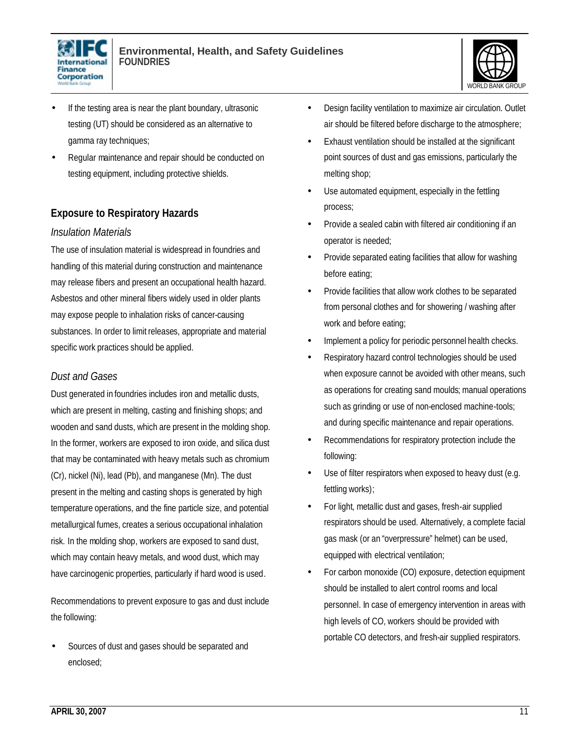- If the testing area is near the plant boundary, ultrasonic testing (UT) should be considered as an alternative to gamma ray techniques;
- Regular maintenance and repair should be conducted on testing equipment, including protective shields.

## Exposure to Respiratory Hazards

### *Insulation Materials*

The use of insulation material is widespread in foundries and handling of this material during construction and maintenance may release fibers and present an occupational health hazard. Asbestos and other mineral fibers widely used in older plants may expose people to inhalation risks of cancer-causing substances. In order to limit releases, appropriate and material specific work practices should be applied.

### *Dust and Gases*

Dust generated in foundries includes iron and metallic dusts, which are present in melting, casting and finishing shops; and wooden and sand dusts, which are present in the molding shop. In the former, workers are exposed to iron oxide, and silica dust that may be contaminated with heavy metals such as chromium (Cr), nickel (Ni), lead (Pb), and manganese (Mn). The dust present in the melting and casting shops is generated by high temperature operations, and the fine particle size, and potential metallurgical fumes, creates a serious occupational inhalation risk. In the molding shop, workers are exposed to sand dust, which may contain heavy metals, and wood dust, which may have carcinogenic properties, particularly if hard wood is used.

Recommendations to prevent exposure to gas and dust include the following:

- Sources of dust and gases should be separated and enclosed;
- Design facility ventilation to maximize air circulation. Outlet air should be filtered before discharge to the atmosphere;
- Exhaust ventilation should be installed at the significant point sources of dust and gas emissions, particularly the melting shop;
- Use automated equipment, especially in the fettling process;
- Provide a sealed cabin with filtered air conditioning if an operator is needed;
- Provide separated eating facilities that allow for washing before eating;
- Provide facilities that allow work clothes to be separated from personal clothes and for showering / washing after work and before eating;
- Implement a policy for periodic personnel health checks.
- Respiratory hazard control technologies should be used when exposure cannot be avoided with other means, such as operations for creating sand moulds; manual operations such as grinding or use of non-enclosed machine-tools; and during specific maintenance and repair operations.
- Recommendations for respiratory protection include the following:
- Use of filter respirators when exposed to heavy dust (e.g. fettling works);
- For light, metallic dust and gases, fresh-air supplied respirators should be used. Alternatively, a complete facial gas mask (or an "overpressure" helmet) can be used, equipped with electrical ventilation;
- For carbon monoxide (CO) exposure, detection equipment should be installed to alert control rooms and local personnel. In case of emergency intervention in areas with high levels of CO, workers should be provided with portable CO detectors, and fresh-air supplied respirators.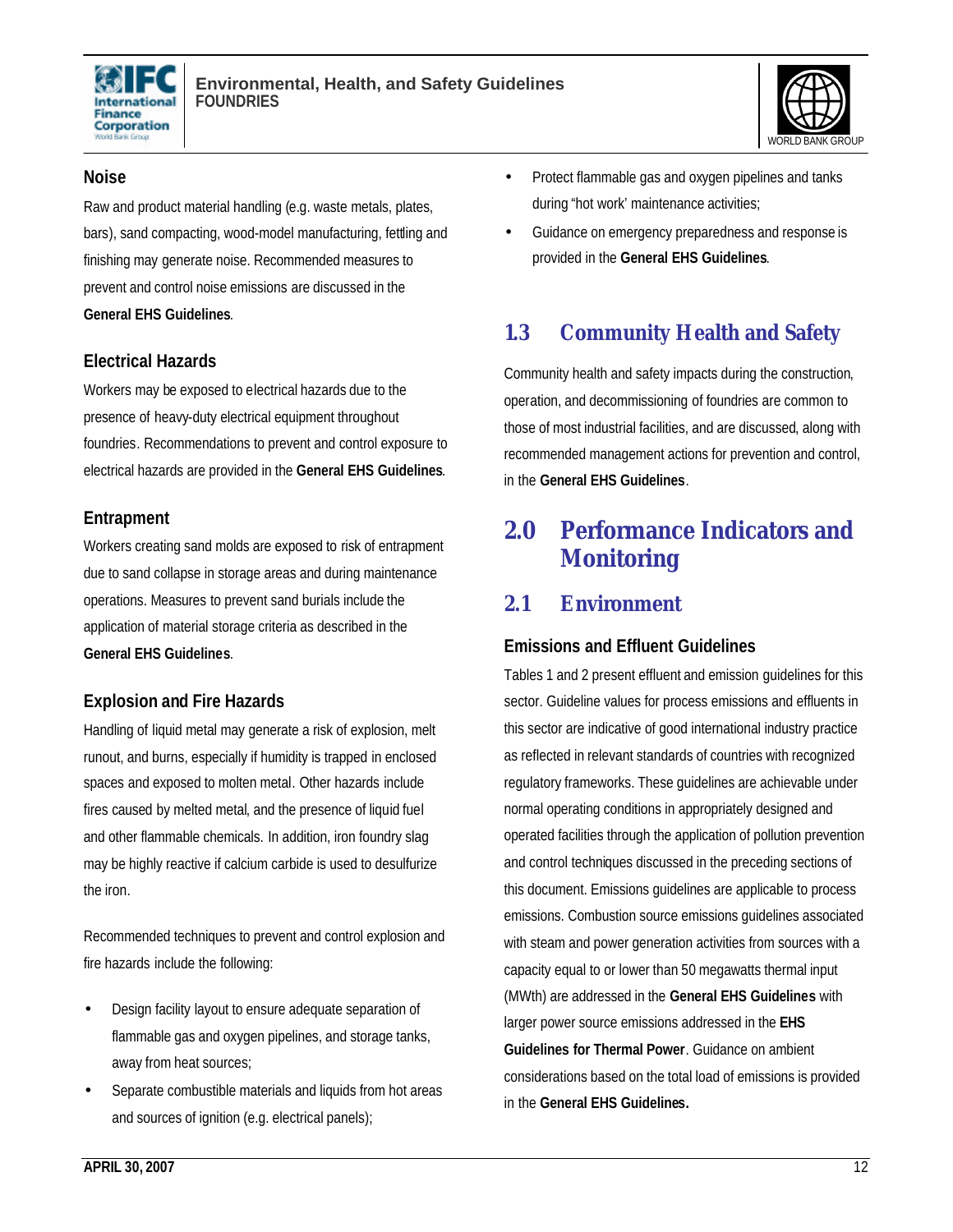### Noise

Raw and product material handling (e.g. waste metals, plates, bars), sand compacting, wood-model manufacturing, fettling and finishing may generate noise. Recommended measures to prevent and control noise emissions are discussed in the **General EHS Guidelines**.

### Electrical Hazards

Workers may be exposed to electrical hazards due to the presence of heavy-duty electrical equipment throughout foundries. Recommendations to prevent and control exposure to electrical hazards are provided in the **General EHS Guidelines**.

### Entrapment

Workers creating sand molds are exposed to risk of entrapment due to sand collapse in storage areas and during maintenance operations. Measures to prevent sand burials include the application of material storage criteria as described in the **General EHS Guidelines**.

### Explosion and Fire Hazards

Handling of liquid metal may generate a risk of explosion, melt runout, and burns, especially if humidity is trapped in enclosed spaces and exposed to molten metal. Other hazards include fires caused by melted metal, and the presence of liquid fuel and other flammable chemicals. In addition, iron foundry slag may be highly reactive if calcium carbide is used to desulfurize the iron.

Recommended techniques to prevent and control explosion and fire hazards include the following:

- Design facility layout to ensure adequate separation of flammable gas and oxygen pipelines, and storage tanks, away from heat sources;
- Separate combustible materials and liquids from hot areas and sources of ignition (e.g. electrical panels);
- Protect flammable gas and oxygen pipelines and tanks during "hot work' maintenance activities;
- Guidance on emergency preparedness and response is provided in the **General EHS Guidelines**.

## 1.3 Community Health and Safety

Community health and safety impacts during the construction, operation, and decommissioning of foundries are common to those of most industrial facilities, and are discussed, along with recommended management actions for prevention and control, in the **General EHS Guidelines**.

# 2.0 Performance Indicators and Monitoring

## 2.1 Environment

### Emissions and Effluent Guidelines

Tables 1 and 2 present effluent and emission guidelines for this sector. Guideline values for process emissions and effluents in this sector are indicative of good international industry practice as reflected in relevant standards of countries with recognized regulatory frameworks. These guidelines are achievable under normal operating conditions in appropriately designed and operated facilities through the application of pollution prevention and control techniques discussed in the preceding sections of this document. Emissions guidelines are applicable to process emissions. Combustion source emissions guidelines associated with steam and power generation activities from sources with a capacity equal to or lower than 50 megawatts thermal input (MWth) are addressed in the **General EHS Guidelines** with larger power source emissions addressed in the **EHS Guidelines for Thermal Power**. Guidance on ambient considerations based on the total load of emissions is provided in the **General EHS Guidelines.**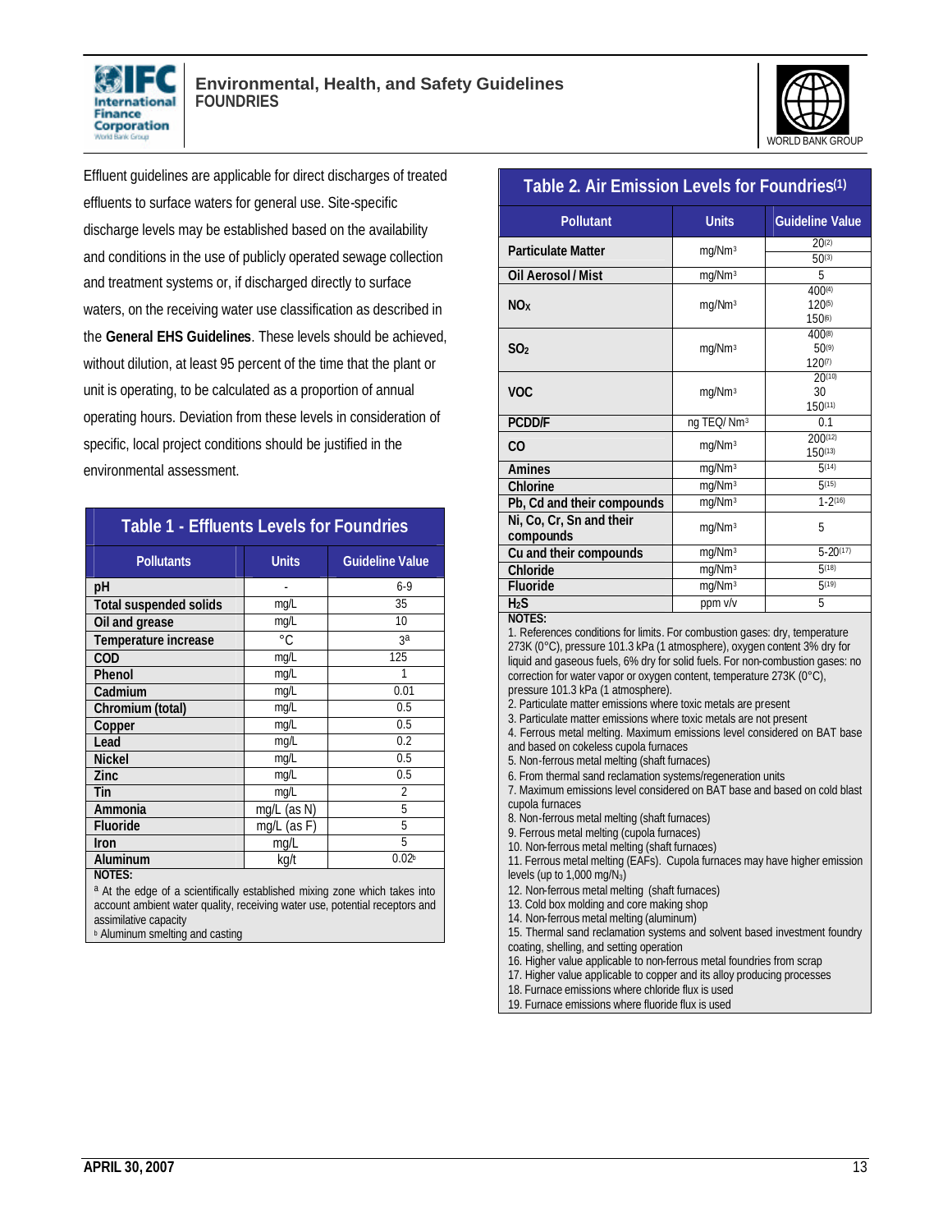Effluent guidelines are applicable for direct discharges of treated effluents to surface waters for general use. Site-specific discharge levels may be established based on the availability and conditions in the use of publicly operated sewage collection and treatment systems or, if discharged directly to surface waters, on the receiving water use classification as described in the **General EHS Guidelines**. These levels should be achieved, without dilution, at least 95 percent of the time that the plant or unit is operating, to be calculated as a proportion of annual operating hours. Deviation from these levels in consideration of specific, local project conditions should be justified in the environmental assessment.

**Table 1 - Effluents Levels for Foundries**

| Pollutants | Units | Guideline Value |
|---|---|---|
| pH | - | 6-9 |
| Total suspended solids | mg/L | 35 |
| Oil and grease | mg/L | 10 |
| Temperature increase | °C | 3[a] |
| COD | mg/L | 125 |
| Phenol | mg/L | 1 |
| Cadmium | mg/L | 0.01 |
| Chromium (total) | mg/L | 0.5 |
| Copper | mg/L | 0.5 |
| Lead | mg/L | 0.2 |
| Nickel | mg/L | 0.5 |
| Zinc | mg/L | 0.5 |
| Tin | mg/L | 2 |
| Ammonia | mg/L (as N) | 5 |
| Fluoride | mg/L (as F) | 5 |
| Iron | mg/L | 5 |
| Aluminum | kg/t | 0.02[b] |

NOTES:

[a] At the edge of a scientifically established mixing zone which takes into account ambient water quality, receiving water use, potential receptors and assimilative capacity

[b] Aluminum smelting and casting

**Table 2. Air Emission Levels for Foundries[1]**

| Pollutant | Units | Guideline Value |
|---|---|---|
| Particulate Matter | $mg/Nm^3$ | 20[2]<br>50[3] |
| Oil Aerosol / Mist | $mg/Nm^3$ | 5 |
| $NO_X$ | $mg/Nm^3$ | 400[4]<br>120[5]<br>150[6] |
| $SO_2$ | $mg/Nm^3$ | 400[8]<br>50[9]<br>120[7] |
| VOC | $mg/Nm^3$ | 20[10]<br>30<br>150[11] |
| PCDD/F | ng TEQ/ $Nm^3$ | 0.1 |
| CO | $mg/Nm^3$ | 200[12]<br>150[13] |
| Amines | $mg/Nm^3$ | 5[14] |
| Chlorine | $mg/Nm^3$ | 5[15] |
| Pb, Cd and their compounds | $mg/Nm^3$ | 1-2[16] |
| Ni, Co, Cr, Sn and their compounds | $mg/Nm^3$ | 5 |
| Cu and their compounds | $mg/Nm^3$ | 5-20[17] |
| Chloride | $mg/Nm^3$ | 5[18] |
| Fluoride | $mg/Nm^3$ | 5[19] |
| $H_2S$ | ppm v/v | 5 |

NOTES:

1. References conditions for limits. For combustion gases: dry, temperature 273K (0°C), pressure 101.3 kPa (1 atmosphere), oxygen content 3% dry for liquid and gaseous fuels, 6% dry for solid fuels. For non-combustion gases: no correction for water vapor or oxygen content, temperature 273K (0°C), pressure 101.3 kPa (1 atmosphere).
2. Particulate matter emissions where toxic metals are present
3. Particulate matter emissions where toxic metals are not present
4. Ferrous metal melting. Maximum emissions level considered on BAT base and based on cokeless cupola furnaces
5. Non-ferrous metal melting (shaft furnaces)
6. From thermal sand reclamation systems/regeneration units
7. Maximum emissions level considered on BAT base and based on cold blast cupola furnaces
8. Non-ferrous metal melting (shaft furnaces)
9. Ferrous metal melting (cupola furnaces)
10. Non-ferrous metal melting (shaft furnaces)
11. Ferrous metal melting (EAFs). Cupola furnaces may have higher emission levels (up to 1,000 mg/$N_3$)
12. Non-ferrous metal melting (shaft furnaces)
13. Cold box molding and core making shop
14. Non-ferrous metal melting (aluminum)
15. Thermal sand reclamation systems and solvent based investment foundry coating, shelling, and setting operation
16. Higher value applicable to non-ferrous metal foundries from scrap
17. Higher value applicable to copper and its alloy producing processes
18. Furnace emissions where chloride flux is used
19. Furnace emissions where fluoride flux is used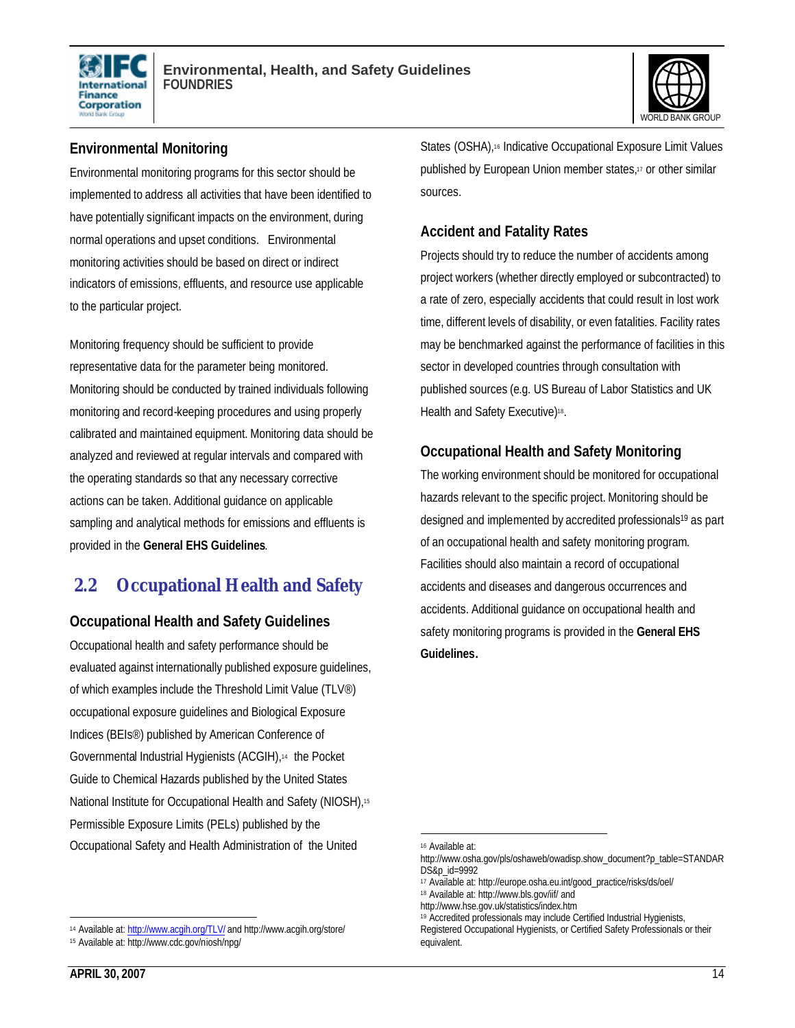### Environmental Monitoring

Environmental monitoring programs for this sector should be implemented to address all activities that have been identified to have potentially significant impacts on the environment, during normal operations and upset conditions. Environmental monitoring activities should be based on direct or indirect indicators of emissions, effluents, and resource use applicable to the particular project.

Monitoring frequency should be sufficient to provide representative data for the parameter being monitored. Monitoring should be conducted by trained individuals following monitoring and record-keeping procedures and using properly calibrated and maintained equipment. Monitoring data should be analyzed and reviewed at regular intervals and compared with the operating standards so that any necessary corrective actions can be taken. Additional guidance on applicable sampling and analytical methods for emissions and effluents is provided in the **General EHS Guidelines**.

## 2.2 Occupational Health and Safety

### Occupational Health and Safety Guidelines

Occupational health and safety performance should be evaluated against internationally published exposure guidelines, of which examples include the Threshold Limit Value (TLV®) occupational exposure guidelines and Biological Exposure Indices (BEIs®) published by American Conference of Governmental Industrial Hygienists (ACGIH),[14] the Pocket Guide to Chemical Hazards published by the United States National Institute for Occupational Health and Safety (NIOSH),[15] Permissible Exposure Limits (PELs) published by the Occupational Safety and Health Administration of the United States (OSHA),[16] Indicative Occupational Exposure Limit Values published by European Union member states,[17] or other similar sources.

### Accident and Fatality Rates

Projects should try to reduce the number of accidents among project workers (whether directly employed or subcontracted) to a rate of zero, especially accidents that could result in lost work time, different levels of disability, or even fatalities. Facility rates may be benchmarked against the performance of facilities in this sector in developed countries through consultation with published sources (e.g. US Bureau of Labor Statistics and UK Health and Safety Executive)[18].

### Occupational Health and Safety Monitoring

The working environment should be monitored for occupational hazards relevant to the specific project. Monitoring should be designed and implemented by accredited professionals[19] as part of an occupational health and safety monitoring program. Facilities should also maintain a record of occupational accidents and diseases and dangerous occurrences and accidents. Additional guidance on occupational health and safety monitoring programs is provided in the **General EHS Guidelines.**

---

[14] Available at: http://www.acgih.org/TLV/ and http://www.acgih.org/store/

[15] Available at: http://www.cdc.gov/niosh/npg/

[16] Available at: http://www.osha.gov/pls/oshaweb/owadisp.show_document?p_table=STANDARDS&p_id=9992

[17] Available at: http://europe.osha.eu.int/good_practice/risks/ds/oel/

[18] Available at: http://www.bls.gov/iif/ and http://www.hse.gov.uk/statistics/index.htm

[19] Accredited professionals may include Certified Industrial Hygienists, Registered Occupational Hygienists, or Certified Safety Professionals or their equivalent.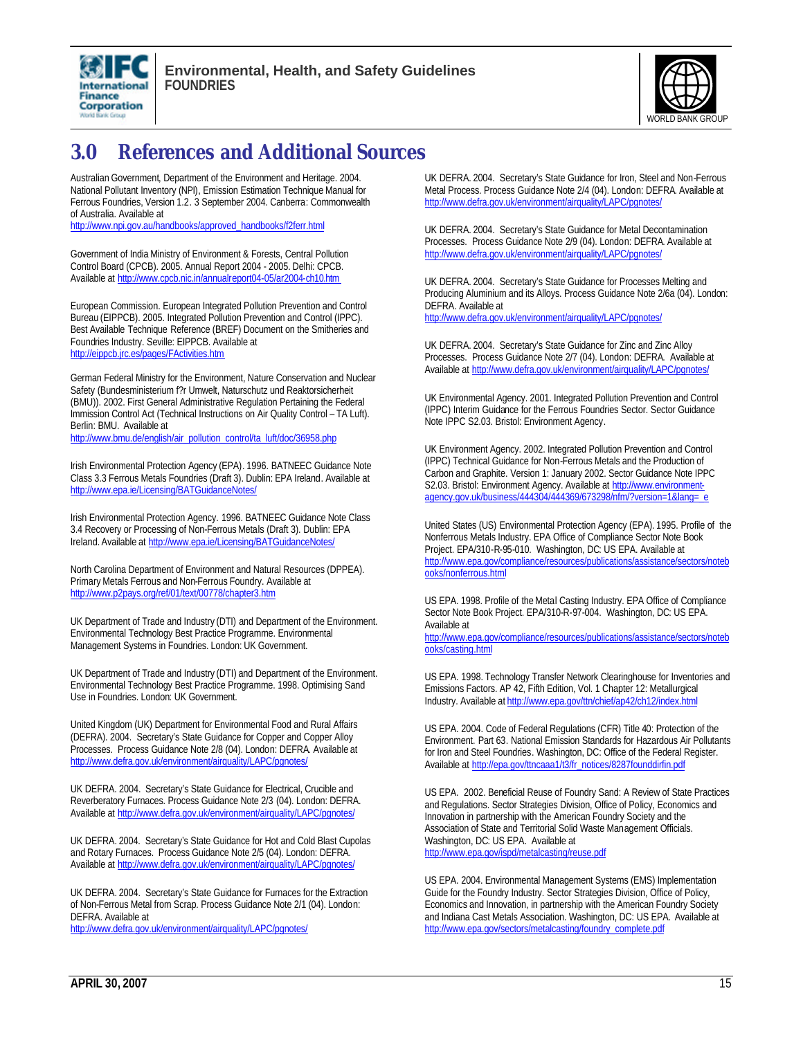# 3.0 References and Additional Sources

Australian Government, Department of the Environment and Heritage. 2004. National Pollutant Inventory (NPI), Emission Estimation Technique Manual for Ferrous Foundries, Version 1.2. 3 September 2004. Canberra: Commonwealth of Australia. Available at http://www.npi.gov.au/handbooks/approved_handbooks/f2ferr.html

Government of India Ministry of Environment & Forests, Central Pollution Control Board (CPCB). 2005. Annual Report 2004 - 2005. Delhi: CPCB. Available at http://www.cpcb.nic.in/annualreport04-05/ar2004-ch10.htm

European Commission. European Integrated Pollution Prevention and Control Bureau (EIPPCB). 2005. Integrated Pollution Prevention and Control (IPPC). Best Available Technique Reference (BREF) Document on the Smitheries and Foundries Industry. Seville: EIPPCB. Available at http://eippcb.jrc.es/pages/FActivities.htm

German Federal Ministry for the Environment, Nature Conservation and Nuclear Safety (Bundesministerium f?r Umwelt, Naturschutz und Reaktorsicherheit (BMU)). 2002. First General Administrative Regulation Pertaining the Federal Immission Control Act (Technical Instructions on Air Quality Control – TA Luft). Berlin: BMU. Available at http://www.bmu.de/english/air_pollution_control/ta_luft/doc/36958.php

Irish Environmental Protection Agency (EPA). 1996. BATNEEC Guidance Note Class 3.3 Ferrous Metals Foundries (Draft 3). Dublin: EPA Ireland. Available at http://www.epa.ie/Licensing/BATGuidanceNotes/

Irish Environmental Protection Agency. 1996. BATNEEC Guidance Note Class 3.4 Recovery or Processing of Non-Ferrous Metals (Draft 3). Dublin: EPA Ireland. Available at http://www.epa.ie/Licensing/BATGuidanceNotes/

North Carolina Department of Environment and Natural Resources (DPPEA). Primary Metals Ferrous and Non-Ferrous Foundry. Available at http://www.p2pays.org/ref/01/text/00778/chapter3.htm

UK Department of Trade and Industry (DTI) and Department of the Environment. Environmental Technology Best Practice Programme. Environmental Management Systems in Foundries. London: UK Government.

UK Department of Trade and Industry (DTI) and Department of the Environment. Environmental Technology Best Practice Programme. 1998. Optimising Sand Use in Foundries. London: UK Government.

United Kingdom (UK) Department for Environmental Food and Rural Affairs (DEFRA). 2004. Secretary's State Guidance for Copper and Copper Alloy Processes. Process Guidance Note 2/8 (04). London: DEFRA. Available at http://www.defra.gov.uk/environment/airquality/LAPC/pgnotes/

UK DEFRA. 2004. Secretary's State Guidance for Electrical, Crucible and Reverberatory Furnaces. Process Guidance Note 2/3 (04). London: DEFRA. Available at http://www.defra.gov.uk/environment/airquality/LAPC/pgnotes/

UK DEFRA. 2004. Secretary's State Guidance for Hot and Cold Blast Cupolas and Rotary Furnaces. Process Guidance Note 2/5 (04). London: DEFRA. Available at http://www.defra.gov.uk/environment/airquality/LAPC/pgnotes/

UK DEFRA. 2004. Secretary's State Guidance for Furnaces for the Extraction of Non-Ferrous Metal from Scrap. Process Guidance Note 2/1 (04). London: DEFRA. Available at http://www.defra.gov.uk/environment/airquality/LAPC/pgnotes/

UK DEFRA. 2004. Secretary's State Guidance for Iron, Steel and Non-Ferrous Metal Process. Process Guidance Note 2/4 (04). London: DEFRA. Available at http://www.defra.gov.uk/environment/airquality/LAPC/pgnotes/

UK DEFRA. 2004. Secretary's State Guidance for Metal Decontamination Processes. Process Guidance Note 2/9 (04). London: DEFRA. Available at http://www.defra.gov.uk/environment/airquality/LAPC/pgnotes/

UK DEFRA. 2004. Secretary's State Guidance for Processes Melting and Producing Aluminium and its Alloys. Process Guidance Note 2/6a (04). London: DEFRA. Available at http://www.defra.gov.uk/environment/airquality/LAPC/pgnotes/

UK DEFRA. 2004. Secretary's State Guidance for Zinc and Zinc Alloy Processes. Process Guidance Note 2/7 (04). London: DEFRA. Available at Available at http://www.defra.gov.uk/environment/airquality/LAPC/pgnotes/

UK Environmental Agency. 2001. Integrated Pollution Prevention and Control (IPPC) Interim Guidance for the Ferrous Foundries Sector. Sector Guidance Note IPPC S2.03. Bristol: Environment Agency.

UK Environment Agency. 2002. Integrated Pollution Prevention and Control (IPPC) Technical Guidance for Non-Ferrous Metals and the Production of Carbon and Graphite. Version 1: January 2002. Sector Guidance Note IPPC S2.03. Bristol: Environment Agency. Available at http://www.environment-agency.gov.uk/business/444304/444369/673298/nfm/?version=1&lang=_e

United States (US) Environmental Protection Agency (EPA). 1995. Profile of the Nonferrous Metals Industry. EPA Office of Compliance Sector Note Book Project. EPA/310-R-95-010. Washington, DC: US EPA. Available at http://www.epa.gov/compliance/resources/publications/assistance/sectors/notebooks/nonferrous.html

US EPA. 1998. Profile of the Metal Casting Industry. EPA Office of Compliance Sector Note Book Project. EPA/310-R-97-004. Washington, DC: US EPA. Available at http://www.epa.gov/compliance/resources/publications/assistance/sectors/notebooks/casting.html

US EPA. 1998. Technology Transfer Network Clearinghouse for Inventories and Emissions Factors. AP 42, Fifth Edition, Vol. 1 Chapter 12: Metallurgical Industry. Available at http://www.epa.gov/ttn/chief/ap42/ch12/index.html

US EPA. 2004. Code of Federal Regulations (CFR) Title 40: Protection of the Environment. Part 63. National Emission Standards for Hazardous Air Pollutants for Iron and Steel Foundries. Washington, DC: Office of the Federal Register. Available at http://epa.gov/ttncaaa1/t3/fr_notices/8287founddirfin.pdf

US EPA. 2002. Beneficial Reuse of Foundry Sand: A Review of State Practices and Regulations. Sector Strategies Division, Office of Policy, Economics and Innovation in partnership with the American Foundry Society and the Association of State and Territorial Solid Waste Management Officials. Washington, DC: US EPA. Available at http://www.epa.gov/ispd/metalcasting/reuse.pdf

US EPA. 2004. Environmental Management Systems (EMS) Implementation Guide for the Foundry Industry. Sector Strategies Division, Office of Policy, Economics and Innovation, in partnership with the American Foundry Society and Indiana Cast Metals Association. Washington, DC: US EPA. Available at http://www.epa.gov/sectors/metalcasting/foundry_complete.pdf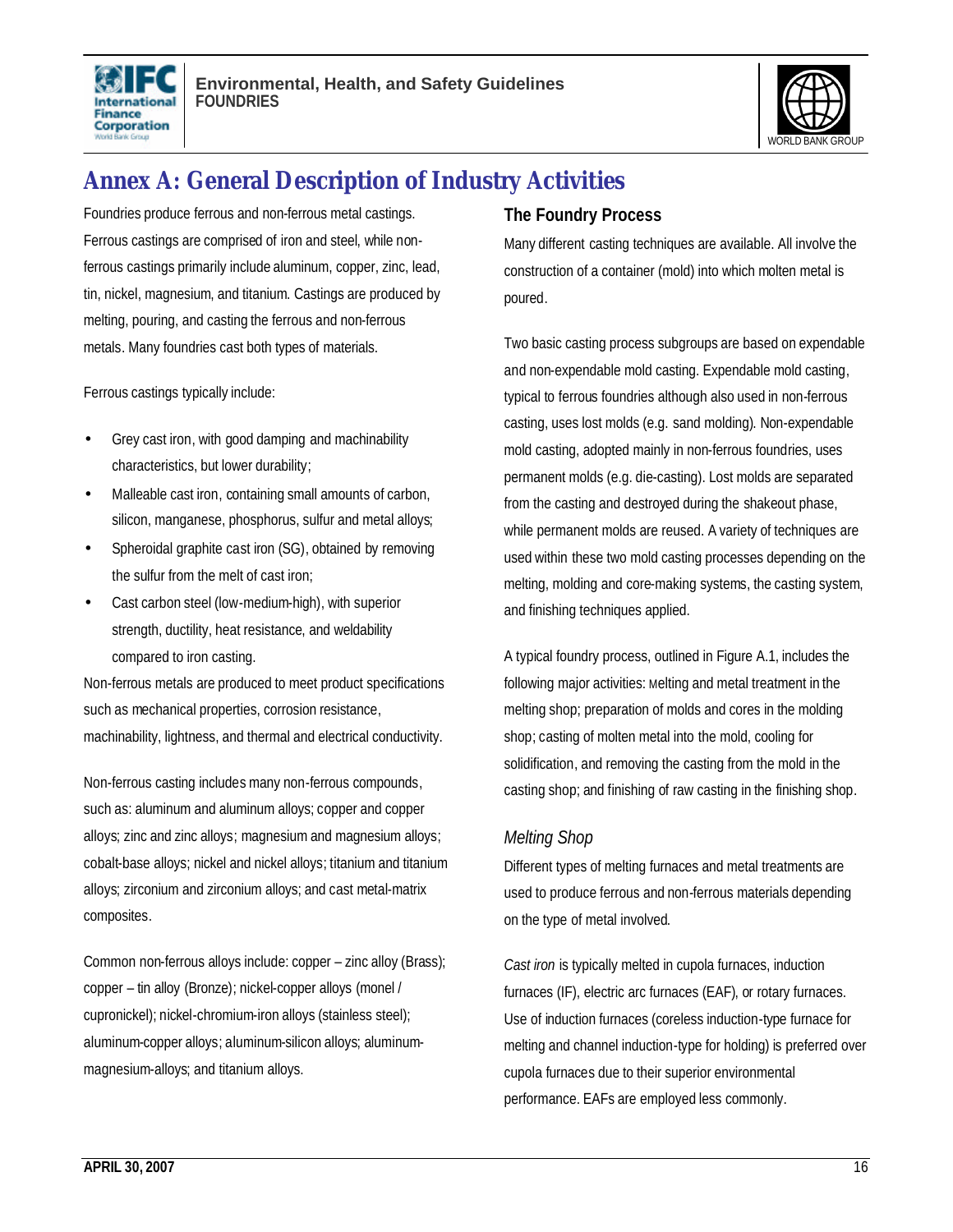# Annex A: General Description of Industry Activities

Foundries produce ferrous and non-ferrous metal castings. Ferrous castings are comprised of iron and steel, while non-ferrous castings primarily include aluminum, copper, zinc, lead, tin, nickel, magnesium, and titanium. Castings are produced by melting, pouring, and casting the ferrous and non-ferrous metals. Many foundries cast both types of materials.

Ferrous castings typically include:

- Grey cast iron, with good damping and machinability characteristics, but lower durability;
- Malleable cast iron, containing small amounts of carbon, silicon, manganese, phosphorus, sulfur and metal alloys;
- Spheroidal graphite cast iron (SG), obtained by removing the sulfur from the melt of cast iron;
- Cast carbon steel (low-medium-high), with superior strength, ductility, heat resistance, and weldability compared to iron casting.

Non-ferrous metals are produced to meet product specifications such as mechanical properties, corrosion resistance, machinability, lightness, and thermal and electrical conductivity.

Non-ferrous casting includes many non-ferrous compounds, such as: aluminum and aluminum alloys; copper and copper alloys; zinc and zinc alloys; magnesium and magnesium alloys; cobalt-base alloys; nickel and nickel alloys; titanium and titanium alloys; zirconium and zirconium alloys; and cast metal-matrix composites.

Common non-ferrous alloys include: copper – zinc alloy (Brass); copper – tin alloy (Bronze); nickel-copper alloys (monel / cupronickel); nickel-chromium-iron alloys (stainless steel); aluminum-copper alloys; aluminum-silicon alloys; aluminum-magnesium-alloys; and titanium alloys.

## The Foundry Process

Many different casting techniques are available. All involve the construction of a container (mold) into which molten metal is poured.

Two basic casting process subgroups are based on expendable and non-expendable mold casting. Expendable mold casting, typical to ferrous foundries although also used in non-ferrous casting, uses lost molds (e.g. sand molding). Non-expendable mold casting, adopted mainly in non-ferrous foundries, uses permanent molds (e.g. die-casting). Lost molds are separated from the casting and destroyed during the shakeout phase, while permanent molds are reused. A variety of techniques are used within these two mold casting processes depending on the melting, molding and core-making systems, the casting system, and finishing techniques applied.

A typical foundry process, outlined in Figure A.1, includes the following major activities: Melting and metal treatment in the melting shop; preparation of molds and cores in the molding shop; casting of molten metal into the mold, cooling for solidification, and removing the casting from the mold in the casting shop; and finishing of raw casting in the finishing shop.

### *Melting Shop*

Different types of melting furnaces and metal treatments are used to produce ferrous and non-ferrous materials depending on the type of metal involved.

*Cast iron* is typically melted in cupola furnaces, induction furnaces (IF), electric arc furnaces (EAF), or rotary furnaces. Use of induction furnaces (coreless induction-type furnace for melting and channel induction-type for holding) is preferred over cupola furnaces due to their superior environmental performance. EAFs are employed less commonly.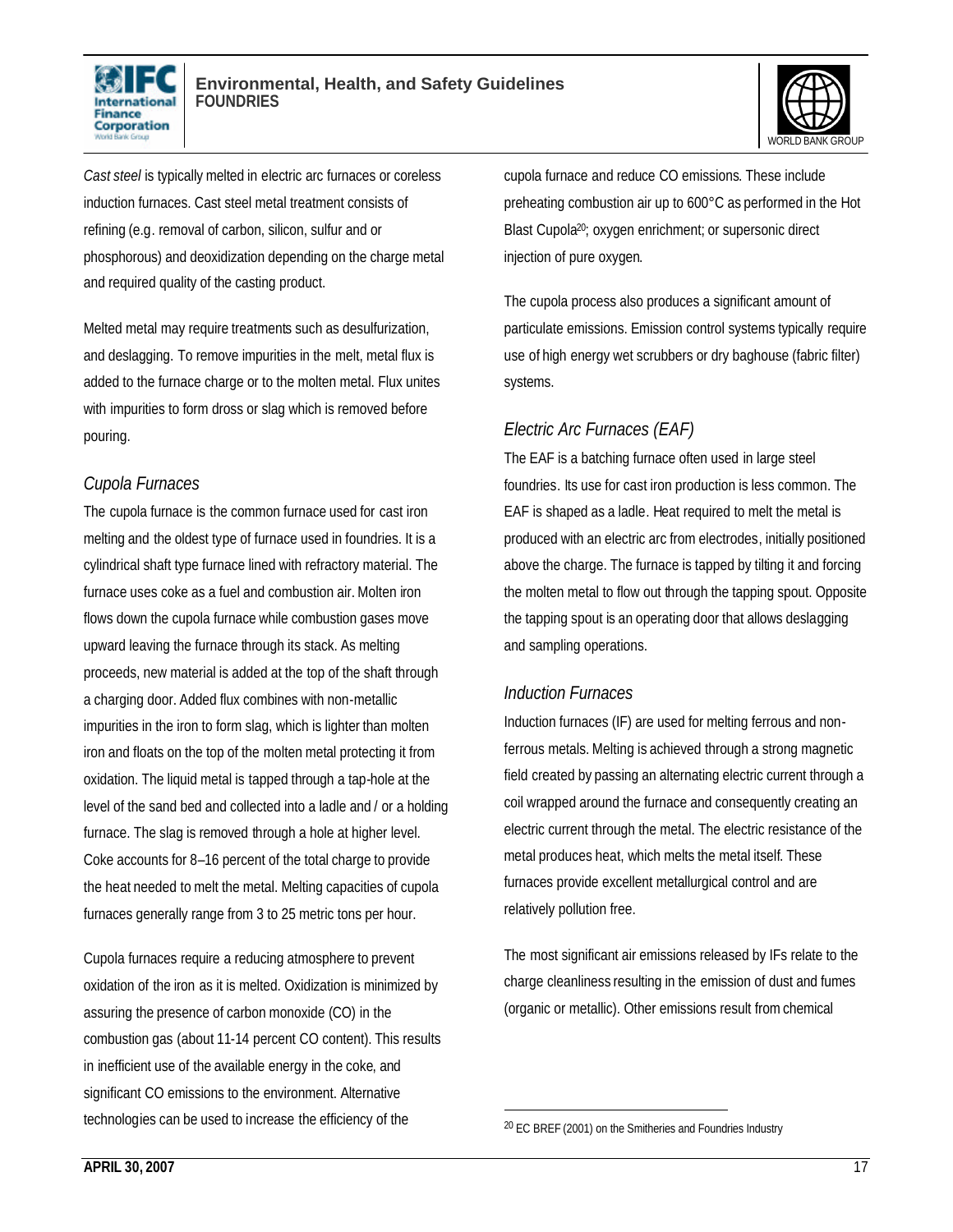*Cast steel* is typically melted in electric arc furnaces or coreless induction furnaces. Cast steel metal treatment consists of refining (e.g. removal of carbon, silicon, sulfur and or phosphorous) and deoxidization depending on the charge metal and required quality of the casting product.

Melted metal may require treatments such as desulfurization, and deslagging. To remove impurities in the melt, metal flux is added to the furnace charge or to the molten metal. Flux unites with impurities to form dross or slag which is removed before pouring.

### *Cupola Furnaces*

The cupola furnace is the common furnace used for cast iron melting and the oldest type of furnace used in foundries. It is a cylindrical shaft type furnace lined with refractory material. The furnace uses coke as a fuel and combustion air. Molten iron flows down the cupola furnace while combustion gases move upward leaving the furnace through its stack. As melting proceeds, new material is added at the top of the shaft through a charging door. Added flux combines with non-metallic impurities in the iron to form slag, which is lighter than molten iron and floats on the top of the molten metal protecting it from oxidation. The liquid metal is tapped through a tap-hole at the level of the sand bed and collected into a ladle and / or a holding furnace. The slag is removed through a hole at higher level. Coke accounts for 8–16 percent of the total charge to provide the heat needed to melt the metal. Melting capacities of cupola furnaces generally range from 3 to 25 metric tons per hour.

Cupola furnaces require a reducing atmosphere to prevent oxidation of the iron as it is melted. Oxidization is minimized by assuring the presence of carbon monoxide (CO) in the combustion gas (about 11-14 percent CO content). This results in inefficient use of the available energy in the coke, and significant CO emissions to the environment. Alternative technologies can be used to increase the efficiency of the cupola furnace and reduce CO emissions. These include preheating combustion air up to 600°C as performed in the Hot Blast Cupola[20]; oxygen enrichment; or supersonic direct injection of pure oxygen.

The cupola process also produces a significant amount of particulate emissions. Emission control systems typically require use of high energy wet scrubbers or dry baghouse (fabric filter) systems.

### *Electric Arc Furnaces (EAF)*

The EAF is a batching furnace often used in large steel foundries. Its use for cast iron production is less common. The EAF is shaped as a ladle. Heat required to melt the metal is produced with an electric arc from electrodes, initially positioned above the charge. The furnace is tapped by tilting it and forcing the molten metal to flow out through the tapping spout. Opposite the tapping spout is an operating door that allows deslagging and sampling operations.

### *Induction Furnaces*

Induction furnaces (IF) are used for melting ferrous and non-ferrous metals. Melting is achieved through a strong magnetic field created by passing an alternating electric current through a coil wrapped around the furnace and consequently creating an electric current through the metal. The electric resistance of the metal produces heat, which melts the metal itself. These furnaces provide excellent metallurgical control and are relatively pollution free.

The most significant air emissions released by IFs relate to the charge cleanliness resulting in the emission of dust and fumes (organic or metallic). Other emissions result from chemical

[20] EC BREF (2001) on the Smitheries and Foundries Industry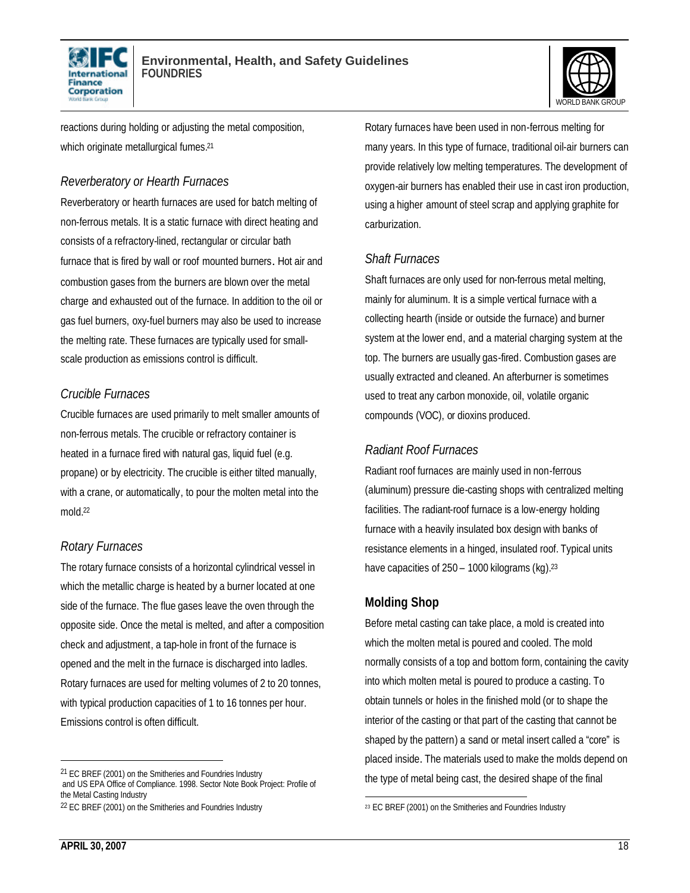reactions during holding or adjusting the metal composition, which originate metallurgical fumes.[21]

### *Reverberatory or Hearth Furnaces*

Reverberatory or hearth furnaces are used for batch melting of non-ferrous metals. It is a static furnace with direct heating and consists of a refractory-lined, rectangular or circular bath furnace that is fired by wall or roof mounted burners. Hot air and combustion gases from the burners are blown over the metal charge and exhausted out of the furnace. In addition to the oil or gas fuel burners, oxy-fuel burners may also be used to increase the melting rate. These furnaces are typically used for small-scale production as emissions control is difficult.

### *Crucible Furnaces*

Crucible furnaces are used primarily to melt smaller amounts of non-ferrous metals. The crucible or refractory container is heated in a furnace fired with natural gas, liquid fuel (e.g. propane) or by electricity. The crucible is either tilted manually, with a crane, or automatically, to pour the molten metal into the mold.[22]

### *Rotary Furnaces*

The rotary furnace consists of a horizontal cylindrical vessel in which the metallic charge is heated by a burner located at one side of the furnace. The flue gases leave the oven through the opposite side. Once the metal is melted, and after a composition check and adjustment, a tap-hole in front of the furnace is opened and the melt in the furnace is discharged into ladles. Rotary furnaces are used for melting volumes of 2 to 20 tonnes, with typical production capacities of 1 to 16 tonnes per hour. Emissions control is often difficult.

Rotary furnaces have been used in non-ferrous melting for many years. In this type of furnace, traditional oil-air burners can provide relatively low melting temperatures. The development of oxygen-air burners has enabled their use in cast iron production, using a higher amount of steel scrap and applying graphite for carburization.

### *Shaft Furnaces*

Shaft furnaces are only used for non-ferrous metal melting, mainly for aluminum. It is a simple vertical furnace with a collecting hearth (inside or outside the furnace) and burner system at the lower end, and a material charging system at the top. The burners are usually gas-fired. Combustion gases are usually extracted and cleaned. An afterburner is sometimes used to treat any carbon monoxide, oil, volatile organic compounds (VOC), or dioxins produced.

### *Radiant Roof Furnaces*

Radiant roof furnaces are mainly used in non-ferrous (aluminum) pressure die-casting shops with centralized melting facilities. The radiant-roof furnace is a low-energy holding furnace with a heavily insulated box design with banks of resistance elements in a hinged, insulated roof. Typical units have capacities of 250 – 1000 kilograms (kg).[23]

## Molding Shop

Before metal casting can take place, a mold is created into which the molten metal is poured and cooled. The mold normally consists of a top and bottom form, containing the cavity into which molten metal is poured to produce a casting. To obtain tunnels or holes in the finished mold (or to shape the interior of the casting or that part of the casting that cannot be shaped by the pattern) a sand or metal insert called a "core" is placed inside. The materials used to make the molds depend on the type of metal being cast, the desired shape of the final

---

[21] EC BREF (2001) on the Smitheries and Foundries Industry and US EPA Office of Compliance. 1998. Sector Note Book Project: Profile of the Metal Casting Industry

[22] EC BREF (2001) on the Smitheries and Foundries Industry

[23] EC BREF (2001) on the Smitheries and Foundries Industry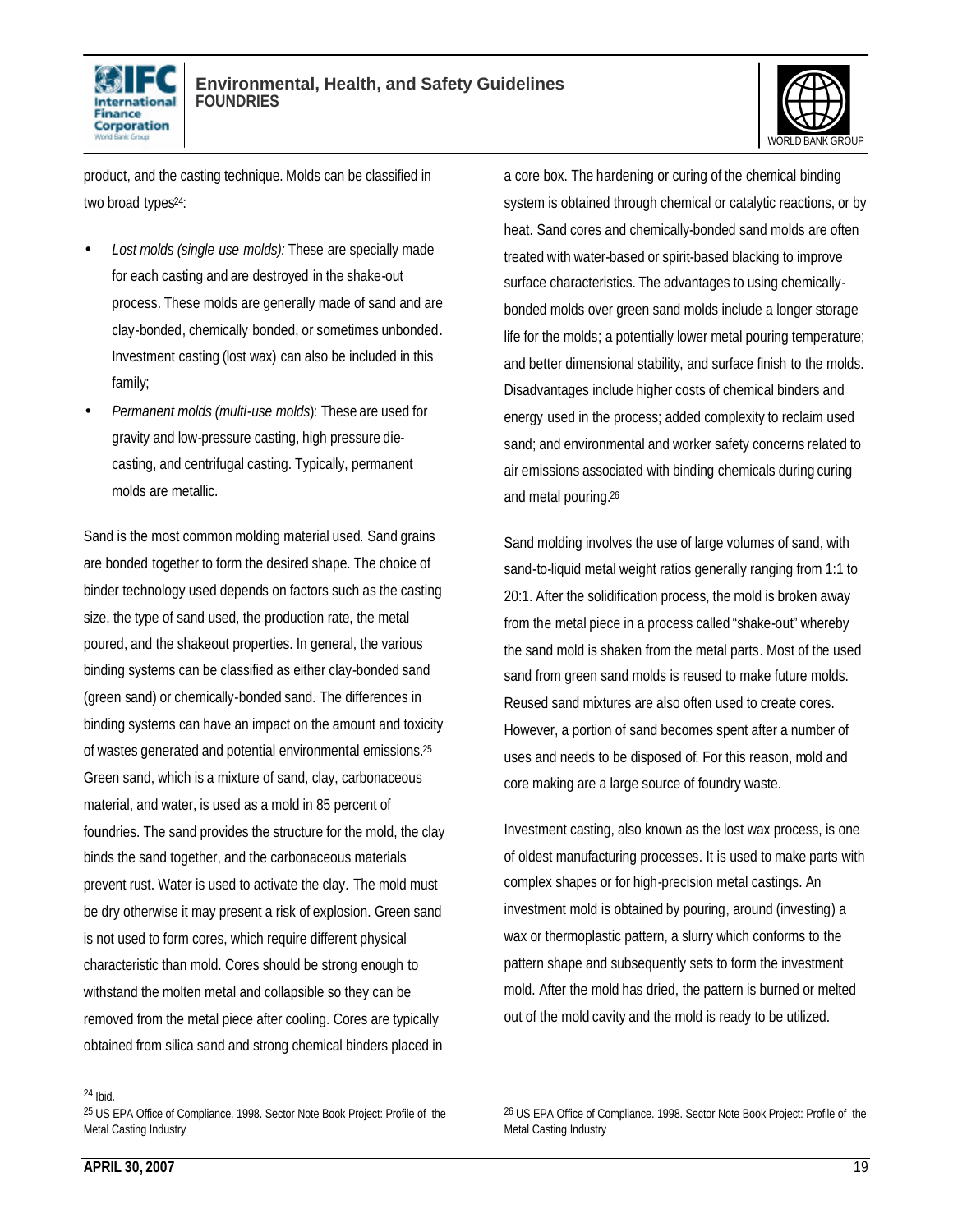product, and the casting technique. Molds can be classified in two broad types[24]:

- *Lost molds (single use molds):* These are specially made for each casting and are destroyed in the shake-out process. These molds are generally made of sand and are clay-bonded, chemically bonded, or sometimes unbonded. Investment casting (lost wax) can also be included in this family;
- *Permanent molds (multi-use molds*): These are used for gravity and low-pressure casting, high pressure die-casting, and centrifugal casting. Typically, permanent molds are metallic.

Sand is the most common molding material used. Sand grains are bonded together to form the desired shape. The choice of binder technology used depends on factors such as the casting size, the type of sand used, the production rate, the metal poured, and the shakeout properties. In general, the various binding systems can be classified as either clay-bonded sand (green sand) or chemically-bonded sand. The differences in binding systems can have an impact on the amount and toxicity of wastes generated and potential environmental emissions.[25] Green sand, which is a mixture of sand, clay, carbonaceous material, and water, is used as a mold in 85 percent of foundries. The sand provides the structure for the mold, the clay binds the sand together, and the carbonaceous materials prevent rust. Water is used to activate the clay. The mold must be dry otherwise it may present a risk of explosion. Green sand is not used to form cores, which require different physical characteristic than mold. Cores should be strong enough to withstand the molten metal and collapsible so they can be removed from the metal piece after cooling. Cores are typically obtained from silica sand and strong chemical binders placed in a core box. The hardening or curing of the chemical binding system is obtained through chemical or catalytic reactions, or by heat. Sand cores and chemically-bonded sand molds are often treated with water-based or spirit-based blacking to improve surface characteristics. The advantages to using chemically-bonded molds over green sand molds include a longer storage life for the molds; a potentially lower metal pouring temperature; and better dimensional stability, and surface finish to the molds. Disadvantages include higher costs of chemical binders and energy used in the process; added complexity to reclaim used sand; and environmental and worker safety concerns related to air emissions associated with binding chemicals during curing and metal pouring.[26]

Sand molding involves the use of large volumes of sand, with sand-to-liquid metal weight ratios generally ranging from 1:1 to 20:1. After the solidification process, the mold is broken away from the metal piece in a process called "shake-out" whereby the sand mold is shaken from the metal parts. Most of the used sand from green sand molds is reused to make future molds. Reused sand mixtures are also often used to create cores. However, a portion of sand becomes spent after a number of uses and needs to be disposed of. For this reason, mold and core making are a large source of foundry waste.

Investment casting, also known as the lost wax process, is one of oldest manufacturing processes. It is used to make parts with complex shapes or for high-precision metal castings. An investment mold is obtained by pouring, around (investing) a wax or thermoplastic pattern, a slurry which conforms to the pattern shape and subsequently sets to form the investment mold. After the mold has dried, the pattern is burned or melted out of the mold cavity and the mold is ready to be utilized.

---

[24] Ibid.

[25] US EPA Office of Compliance. 1998. Sector Note Book Project: Profile of the Metal Casting Industry

[26] US EPA Office of Compliance. 1998. Sector Note Book Project: Profile of the Metal Casting Industry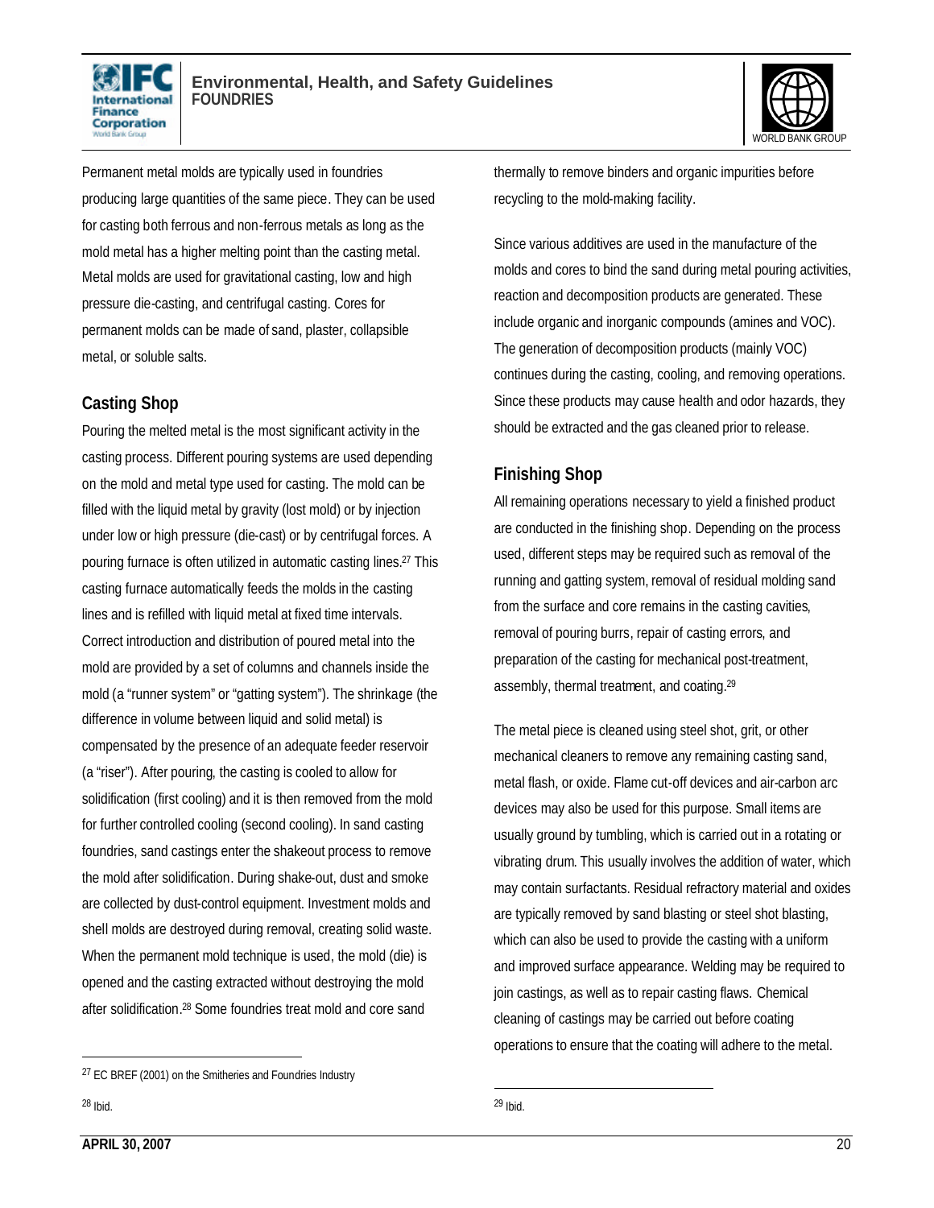Permanent metal molds are typically used in foundries producing large quantities of the same piece. They can be used for casting both ferrous and non-ferrous metals as long as the mold metal has a higher melting point than the casting metal. Metal molds are used for gravitational casting, low and high pressure die-casting, and centrifugal casting. Cores for permanent molds can be made of sand, plaster, collapsible metal, or soluble salts.

### Casting Shop

Pouring the melted metal is the most significant activity in the casting process. Different pouring systems are used depending on the mold and metal type used for casting. The mold can be filled with the liquid metal by gravity (lost mold) or by injection under low or high pressure (die-cast) or by centrifugal forces. A pouring furnace is often utilized in automatic casting lines.[27] This casting furnace automatically feeds the molds in the casting lines and is refilled with liquid metal at fixed time intervals. Correct introduction and distribution of poured metal into the mold are provided by a set of columns and channels inside the mold (a "runner system" or "gatting system"). The shrinkage (the difference in volume between liquid and solid metal) is compensated by the presence of an adequate feeder reservoir (a "riser"). After pouring, the casting is cooled to allow for solidification (first cooling) and it is then removed from the mold for further controlled cooling (second cooling). In sand casting foundries, sand castings enter the shakeout process to remove the mold after solidification. During shake-out, dust and smoke are collected by dust-control equipment. Investment molds and shell molds are destroyed during removal, creating solid waste. When the permanent mold technique is used, the mold (die) is opened and the casting extracted without destroying the mold after solidification.[28] Some foundries treat mold and core sand thermally to remove binders and organic impurities before recycling to the mold-making facility.

Since various additives are used in the manufacture of the molds and cores to bind the sand during metal pouring activities, reaction and decomposition products are generated. These include organic and inorganic compounds (amines and VOC). The generation of decomposition products (mainly VOC) continues during the casting, cooling, and removing operations. Since these products may cause health and odor hazards, they should be extracted and the gas cleaned prior to release.

### Finishing Shop

All remaining operations necessary to yield a finished product are conducted in the finishing shop. Depending on the process used, different steps may be required such as removal of the running and gatting system, removal of residual molding sand from the surface and core remains in the casting cavities, removal of pouring burrs, repair of casting errors, and preparation of the casting for mechanical post-treatment, assembly, thermal treatment, and coating.[29]

The metal piece is cleaned using steel shot, grit, or other mechanical cleaners to remove any remaining casting sand, metal flash, or oxide. Flame cut-off devices and air-carbon arc devices may also be used for this purpose. Small items are usually ground by tumbling, which is carried out in a rotating or vibrating drum. This usually involves the addition of water, which may contain surfactants. Residual refractory material and oxides are typically removed by sand blasting or steel shot blasting, which can also be used to provide the casting with a uniform and improved surface appearance. Welding may be required to join castings, as well as to repair casting flaws. Chemical cleaning of castings may be carried out before coating operations to ensure that the coating will adhere to the metal.

---

[27] EC BREF (2001) on the Smitheries and Foundries Industry

[28] Ibid.

[29] Ibid.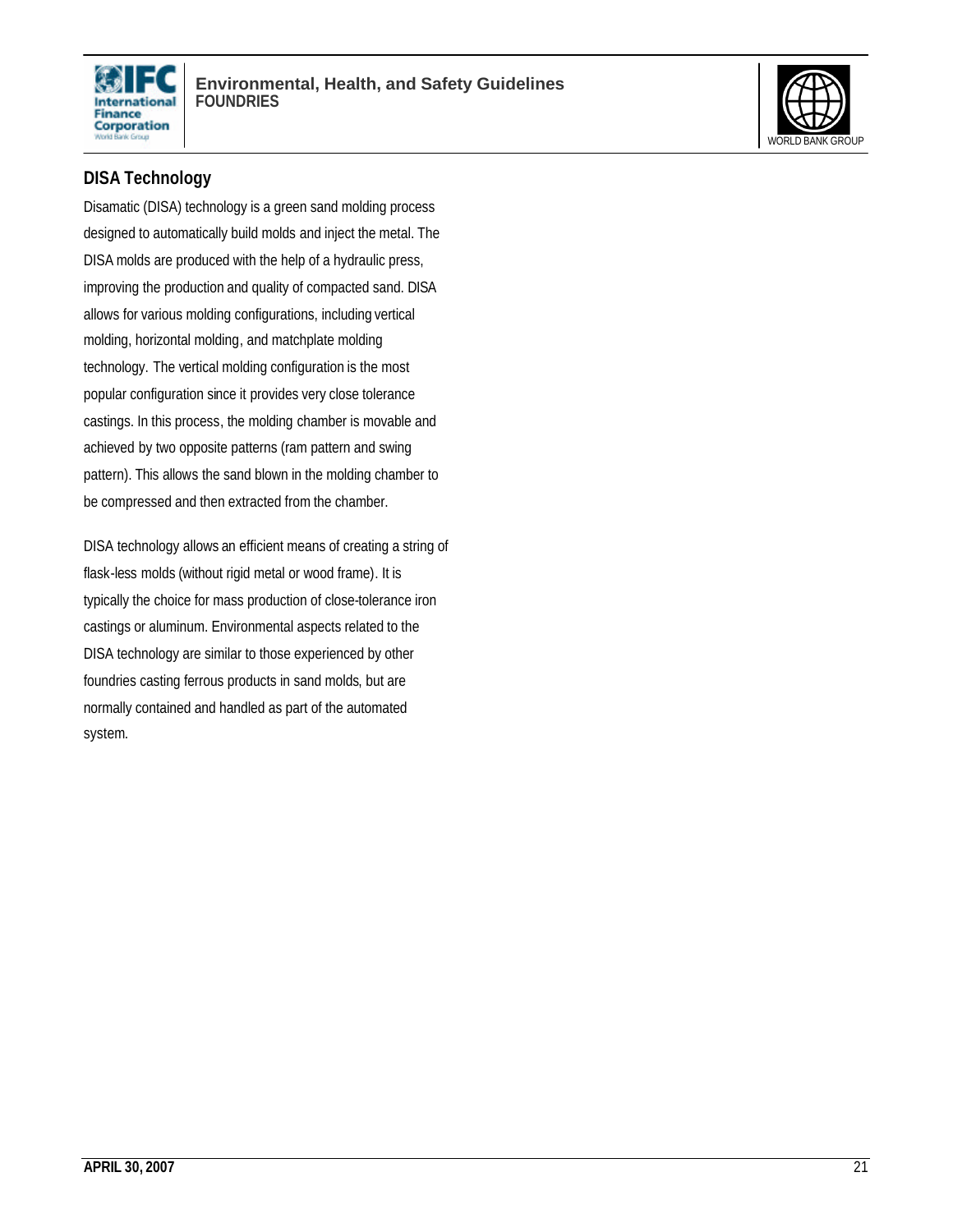## DISA Technology

Disamatic (DISA) technology is a green sand molding process designed to automatically build molds and inject the metal. The DISA molds are produced with the help of a hydraulic press, improving the production and quality of compacted sand. DISA allows for various molding configurations, including vertical molding, horizontal molding, and matchplate molding technology. The vertical molding configuration is the most popular configuration since it provides very close tolerance castings. In this process, the molding chamber is movable and achieved by two opposite patterns (ram pattern and swing pattern). This allows the sand blown in the molding chamber to be compressed and then extracted from the chamber.

DISA technology allows an efficient means of creating a string of flask-less molds (without rigid metal or wood frame). It is typically the choice for mass production of close-tolerance iron castings or aluminum. Environmental aspects related to the DISA technology are similar to those experienced by other foundries casting ferrous products in sand molds, but are normally contained and handled as part of the automated system.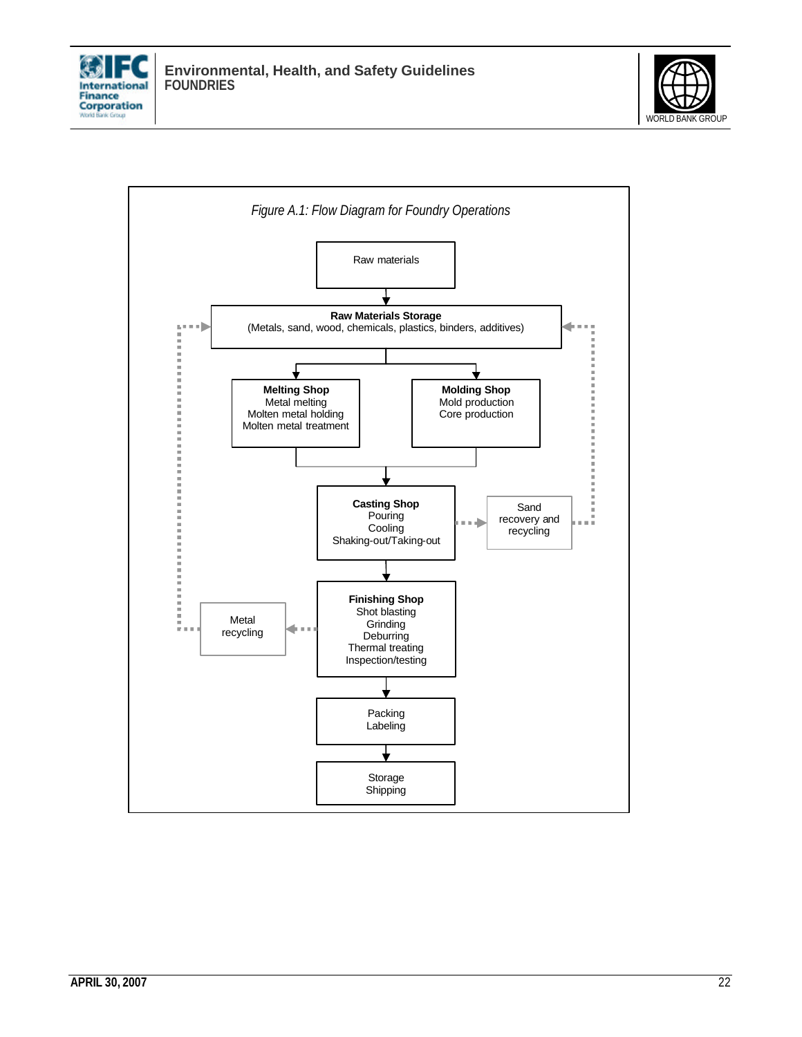*Figure A.1: Flow Diagram for Foundry Operations*

Raw materials

**Raw Materials Storage**
(Metals, sand, wood, chemicals, plastics, binders, additives)

**Melting Shop**
Metal melting
Molten metal holding
Molten metal treatment

**Molding Shop**
Mold production
Core production

**Casting Shop**
Pouring
Cooling
Shaking-out/Taking-out

Sand recovery and recycling

**Finishing Shop**
Shot blasting
Grinding
Deburring
Thermal treating
Inspection/testing

Metal recycling

Packing
Labeling

Storage
Shipping